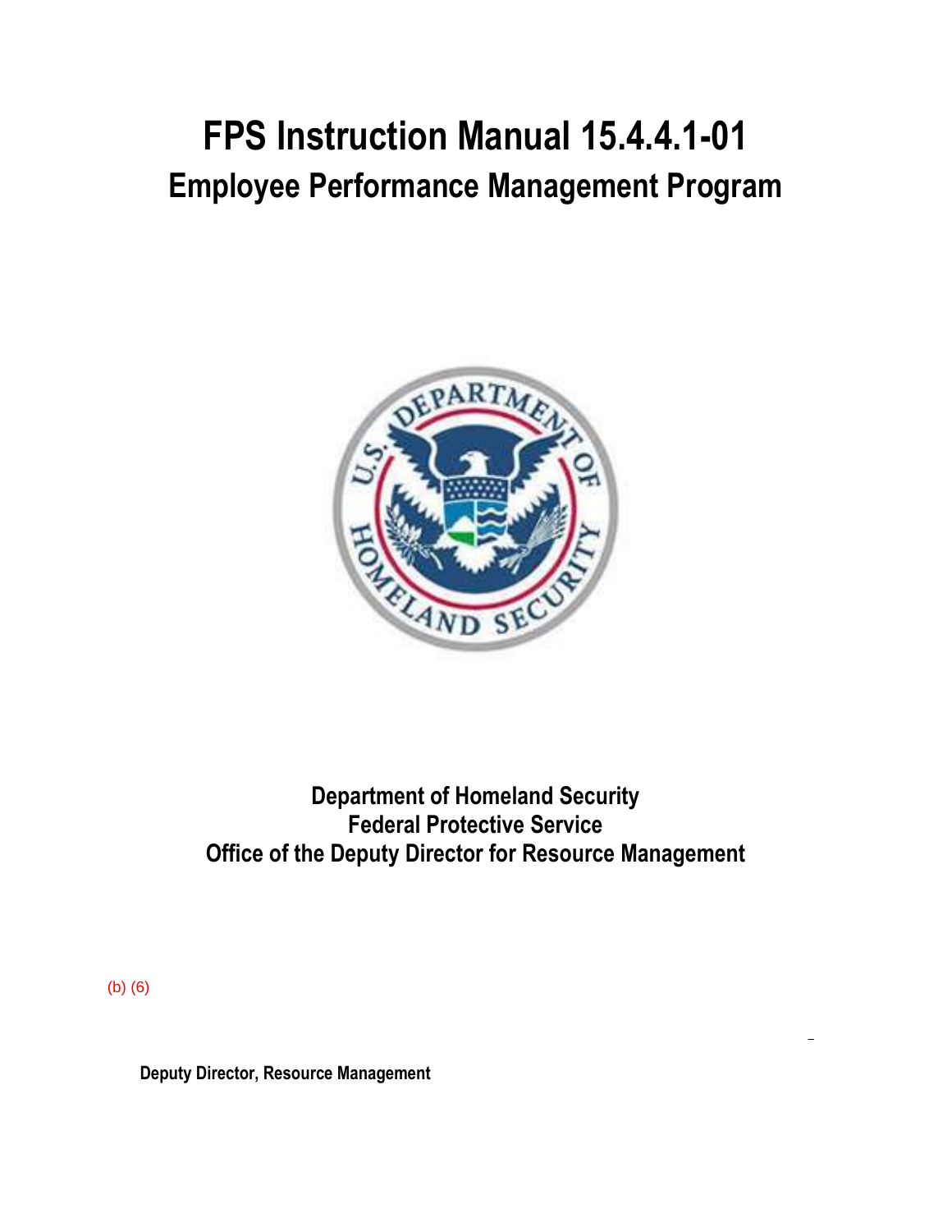# FPS Instruction Manual 15.4.4.1-01

## Employee Performance Management Program

**Department of Homeland Security**
**Federal Protective Service**
**Office of the Deputy Director for Resource Management**

(b) (6)

**Deputy Director, Resource Management**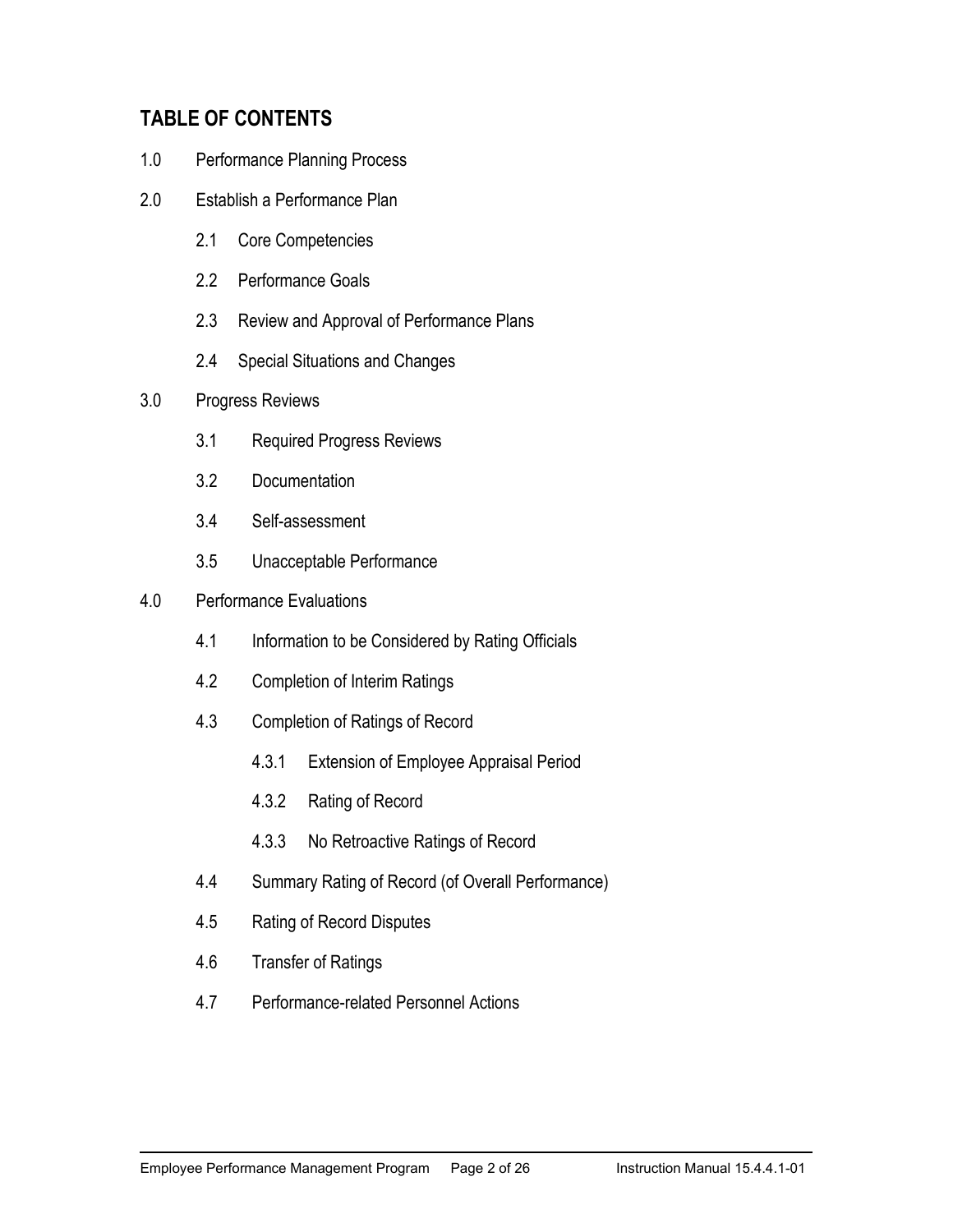## TABLE OF CONTENTS

1.0 Performance Planning Process

2.0 Establish a Performance Plan

- 2.1 Core Competencies
- 2.2 Performance Goals
- 2.3 Review and Approval of Performance Plans
- 2.4 Special Situations and Changes

3.0 Progress Reviews

- 3.1 Required Progress Reviews
- 3.2 Documentation
- 3.4 Self-assessment
- 3.5 Unacceptable Performance

4.0 Performance Evaluations

- 4.1 Information to be Considered by Rating Officials
- 4.2 Completion of Interim Ratings
- 4.3 Completion of Ratings of Record
  - 4.3.1 Extension of Employee Appraisal Period
  - 4.3.2 Rating of Record
  - 4.3.3 No Retroactive Ratings of Record
- 4.4 Summary Rating of Record (of Overall Performance)
- 4.5 Rating of Record Disputes
- 4.6 Transfer of Ratings
- 4.7 Performance-related Personnel Actions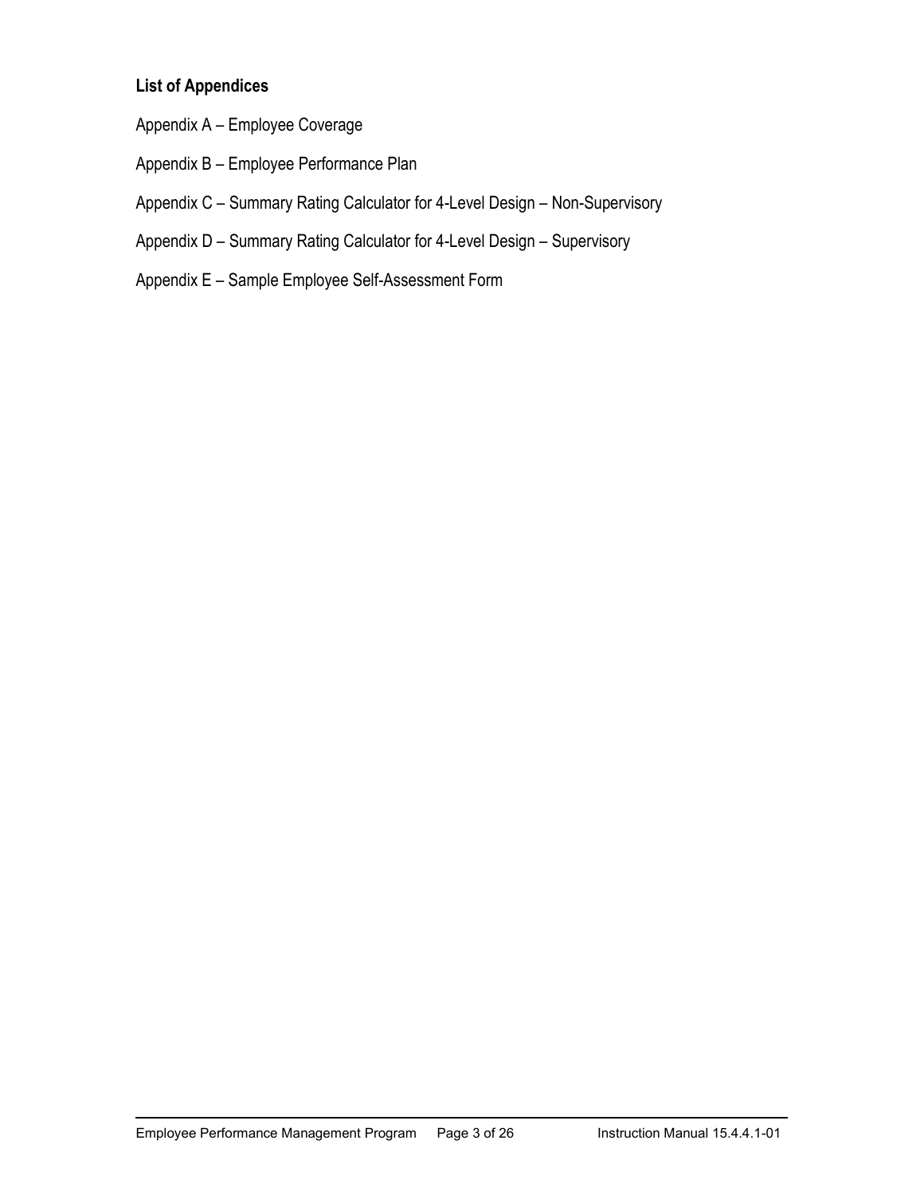## List of Appendices

Appendix A – Employee Coverage

Appendix B – Employee Performance Plan

Appendix C – Summary Rating Calculator for 4-Level Design – Non-Supervisory

Appendix D – Summary Rating Calculator for 4-Level Design – Supervisory

Appendix E – Sample Employee Self-Assessment Form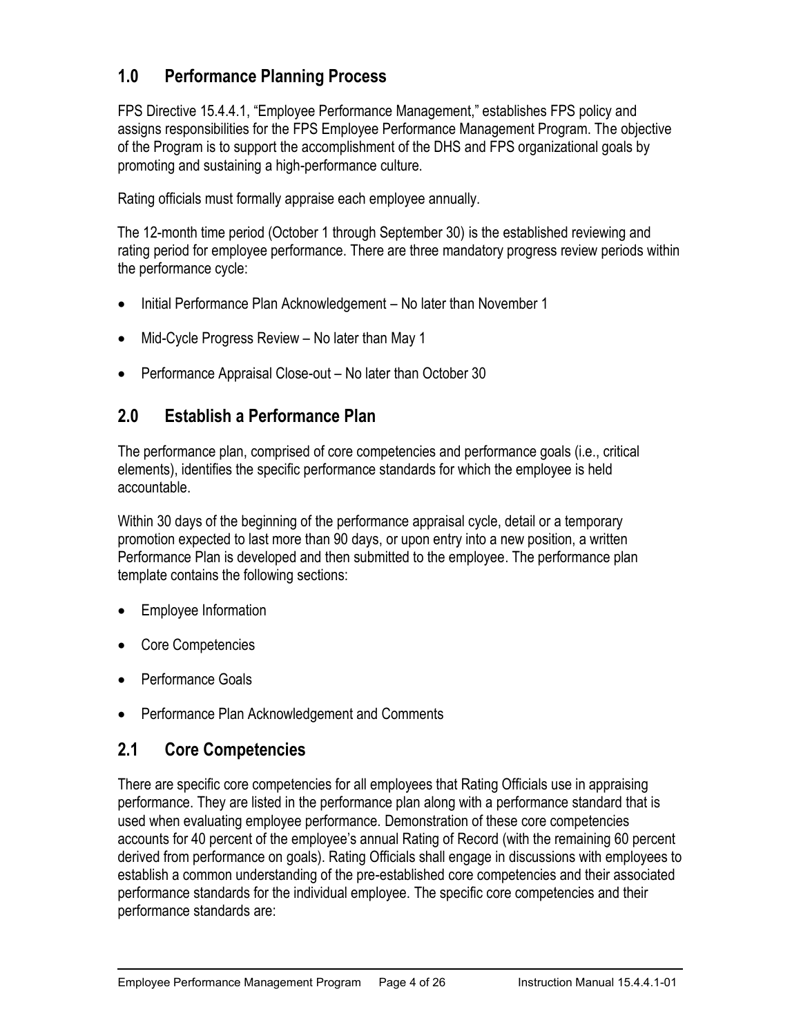## 1.0 Performance Planning Process

FPS Directive 15.4.4.1, "Employee Performance Management," establishes FPS policy and assigns responsibilities for the FPS Employee Performance Management Program. The objective of the Program is to support the accomplishment of the DHS and FPS organizational goals by promoting and sustaining a high-performance culture.

Rating officials must formally appraise each employee annually.

The 12-month time period (October 1 through September 30) is the established reviewing and rating period for employee performance. There are three mandatory progress review periods within the performance cycle:

- Initial Performance Plan Acknowledgement – No later than November 1
- Mid-Cycle Progress Review – No later than May 1
- Performance Appraisal Close-out – No later than October 30

## 2.0 Establish a Performance Plan

The performance plan, comprised of core competencies and performance goals (i.e., critical elements), identifies the specific performance standards for which the employee is held accountable.

Within 30 days of the beginning of the performance appraisal cycle, detail or a temporary promotion expected to last more than 90 days, or upon entry into a new position, a written Performance Plan is developed and then submitted to the employee. The performance plan template contains the following sections:

- Employee Information
- Core Competencies
- Performance Goals
- Performance Plan Acknowledgement and Comments

## 2.1 Core Competencies

There are specific core competencies for all employees that Rating Officials use in appraising performance. They are listed in the performance plan along with a performance standard that is used when evaluating employee performance. Demonstration of these core competencies accounts for 40 percent of the employee's annual Rating of Record (with the remaining 60 percent derived from performance on goals). Rating Officials shall engage in discussions with employees to establish a common understanding of the pre-established core competencies and their associated performance standards for the individual employee. The specific core competencies and their performance standards are: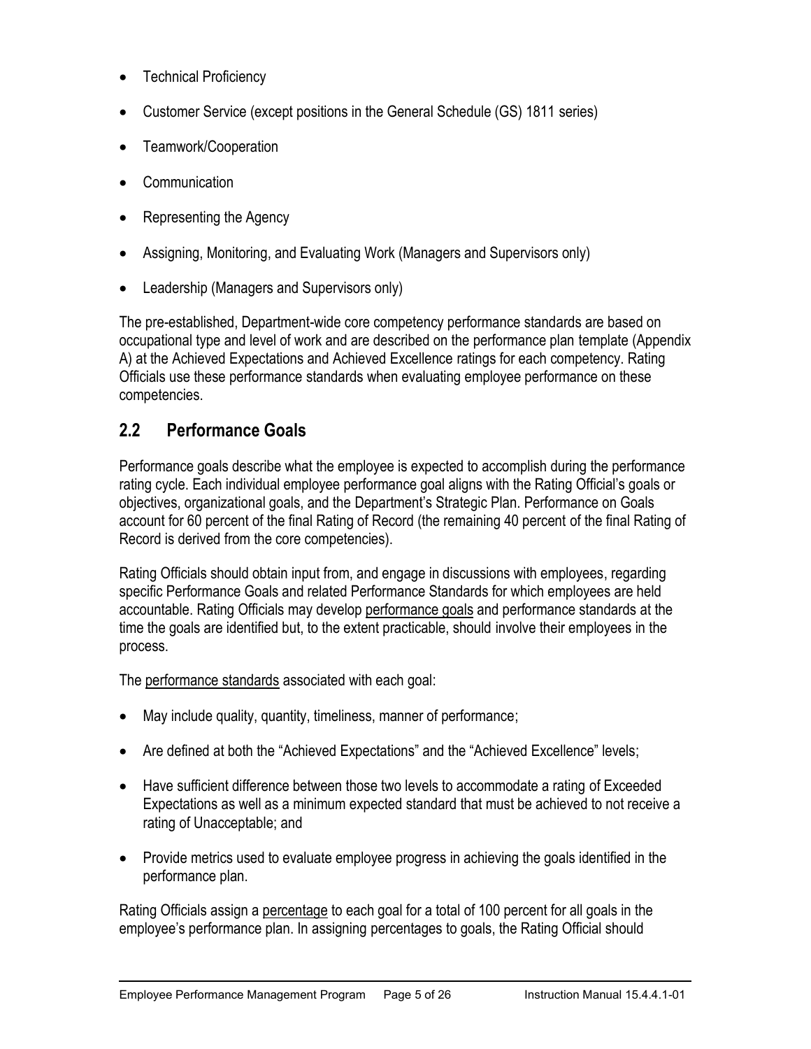- Technical Proficiency
- Customer Service (except positions in the General Schedule (GS) 1811 series)
- Teamwork/Cooperation
- Communication
- Representing the Agency
- Assigning, Monitoring, and Evaluating Work (Managers and Supervisors only)
- Leadership (Managers and Supervisors only)

The pre-established, Department-wide core competency performance standards are based on occupational type and level of work and are described on the performance plan template (Appendix A) at the Achieved Expectations and Achieved Excellence ratings for each competency. Rating Officials use these performance standards when evaluating employee performance on these competencies.

## 2.2 Performance Goals

Performance goals describe what the employee is expected to accomplish during the performance rating cycle. Each individual employee performance goal aligns with the Rating Official's goals or objectives, organizational goals, and the Department's Strategic Plan. Performance on Goals account for 60 percent of the final Rating of Record (the remaining 40 percent of the final Rating of Record is derived from the core competencies).

Rating Officials should obtain input from, and engage in discussions with employees, regarding specific Performance Goals and related Performance Standards for which employees are held accountable. Rating Officials may develop performance goals and performance standards at the time the goals are identified but, to the extent practicable, should involve their employees in the process.

The performance standards associated with each goal:

- May include quality, quantity, timeliness, manner of performance;
- Are defined at both the "Achieved Expectations" and the "Achieved Excellence" levels;
- Have sufficient difference between those two levels to accommodate a rating of Exceeded Expectations as well as a minimum expected standard that must be achieved to not receive a rating of Unacceptable; and
- Provide metrics used to evaluate employee progress in achieving the goals identified in the performance plan.

Rating Officials assign a percentage to each goal for a total of 100 percent for all goals in the employee's performance plan. In assigning percentages to goals, the Rating Official should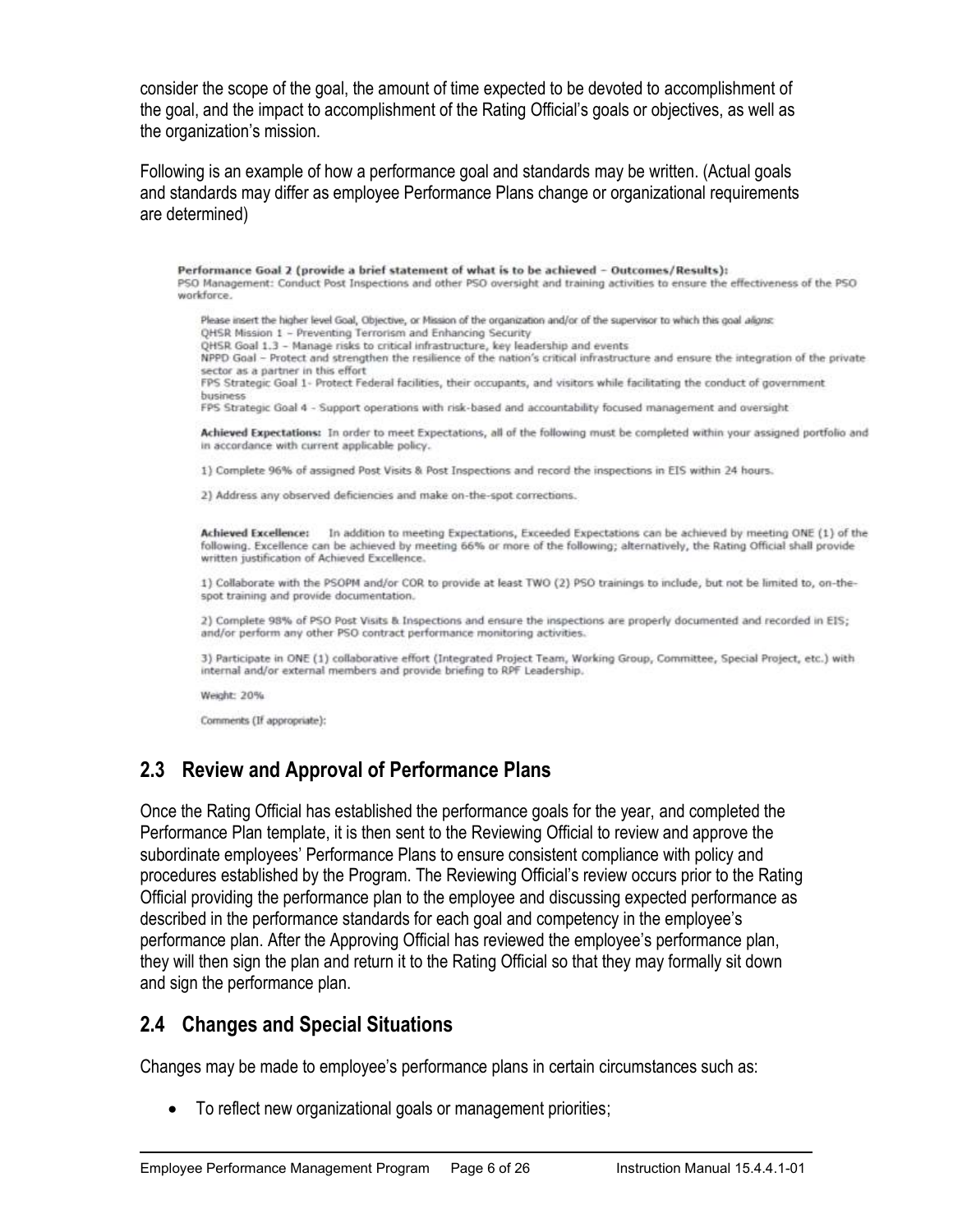consider the scope of the goal, the amount of time expected to be devoted to accomplishment of the goal, and the impact to accomplishment of the Rating Official's goals or objectives, as well as the organization's mission.

Following is an example of how a performance goal and standards may be written. (Actual goals and standards may differ as employee Performance Plans change or organizational requirements are determined)

**Performance Goal 2 (provide a brief statement of what is to be achieved – Outcomes/Results):**
PSO Management: Conduct Post Inspections and other PSO oversight and training activities to ensure the effectiveness of the PSO workforce.

Please insert the higher level Goal, Objective, or Mission of the organization and/or of the supervisor to which this goal aligns:
QHSR Mission 1 – Preventing Terrorism and Enhancing Security
QHSR Goal 1.3 – Manage risks to critical infrastructure, key leadership and events
NPPD Goal – Protect and strengthen the resilience of the nation's critical infrastructure and ensure the integration of the private sector as a partner in this effort
FPS Strategic Goal 1- Protect Federal facilities, their occupants, and visitors while facilitating the conduct of government business
FPS Strategic Goal 4 - Support operations with risk-based and accountability focused management and oversight

**Achieved Expectations:** In order to meet Expectations, all of the following must be completed within your assigned portfolio and in accordance with current applicable policy.

1) Complete 96% of assigned Post Visits & Post Inspections and record the inspections in EIS within 24 hours.

2) Address any observed deficiencies and make on-the-spot corrections.

**Achieved Excellence:** In addition to meeting Expectations, Exceeded Expectations can be achieved by meeting ONE (1) of the following. Excellence can be achieved by meeting 66% or more of the following; alternatively, the Rating Official shall provide written justification of Achieved Excellence.

1) Collaborate with the PSOPM and/or COR to provide at least TWO (2) PSO trainings to include, but not be limited to, on-the-spot training and provide documentation.

2) Complete 98% of PSO Post Visits & Inspections and ensure the inspections are properly documented and recorded in EIS; and/or perform any other PSO contract performance monitoring activities.

3) Participate in ONE (1) collaborative effort (Integrated Project Team, Working Group, Committee, Special Project, etc.) with internal and/or external members and provide briefing to RPF Leadership.

Weight: 20%

Comments (If appropriate):

## 2.3 Review and Approval of Performance Plans

Once the Rating Official has established the performance goals for the year, and completed the Performance Plan template, it is then sent to the Reviewing Official to review and approve the subordinate employees' Performance Plans to ensure consistent compliance with policy and procedures established by the Program. The Reviewing Official's review occurs prior to the Rating Official providing the performance plan to the employee and discussing expected performance as described in the performance standards for each goal and competency in the employee's performance plan. After the Approving Official has reviewed the employee's performance plan, they will then sign the plan and return it to the Rating Official so that they may formally sit down and sign the performance plan.

## 2.4 Changes and Special Situations

Changes may be made to employee's performance plans in certain circumstances such as:

- To reflect new organizational goals or management priorities;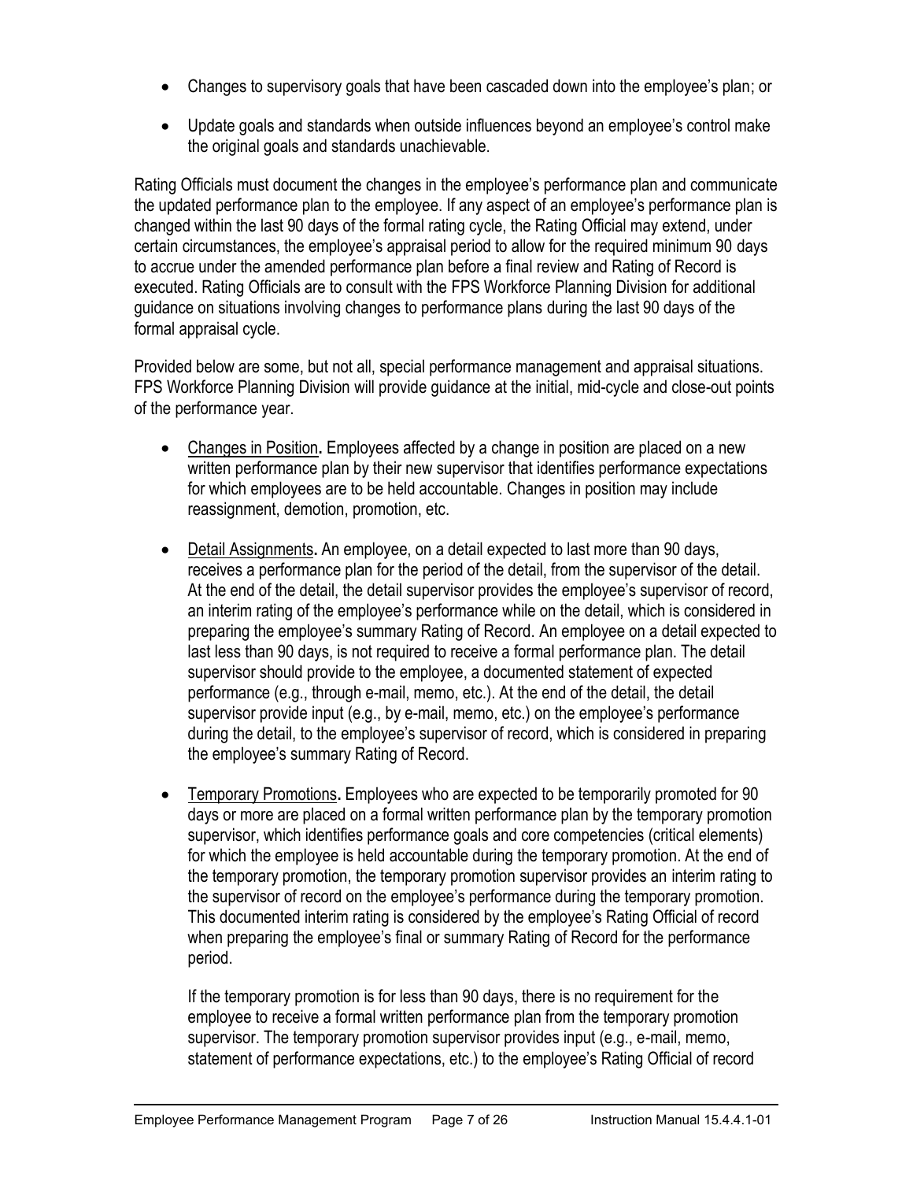- Changes to supervisory goals that have been cascaded down into the employee's plan; or
- Update goals and standards when outside influences beyond an employee's control make the original goals and standards unachievable.

Rating Officials must document the changes in the employee's performance plan and communicate the updated performance plan to the employee. If any aspect of an employee's performance plan is changed within the last 90 days of the formal rating cycle, the Rating Official may extend, under certain circumstances, the employee's appraisal period to allow for the required minimum 90 days to accrue under the amended performance plan before a final review and Rating of Record is executed. Rating Officials are to consult with the FPS Workforce Planning Division for additional guidance on situations involving changes to performance plans during the last 90 days of the formal appraisal cycle.

Provided below are some, but not all, special performance management and appraisal situations. FPS Workforce Planning Division will provide guidance at the initial, mid-cycle and close-out points of the performance year.

- Changes in Position**.** Employees affected by a change in position are placed on a new written performance plan by their new supervisor that identifies performance expectations for which employees are to be held accountable. Changes in position may include reassignment, demotion, promotion, etc.
- Detail Assignments**.** An employee, on a detail expected to last more than 90 days, receives a performance plan for the period of the detail, from the supervisor of the detail. At the end of the detail, the detail supervisor provides the employee's supervisor of record, an interim rating of the employee's performance while on the detail, which is considered in preparing the employee's summary Rating of Record. An employee on a detail expected to last less than 90 days, is not required to receive a formal performance plan. The detail supervisor should provide to the employee, a documented statement of expected performance (e.g., through e-mail, memo, etc.). At the end of the detail, the detail supervisor provide input (e.g., by e-mail, memo, etc.) on the employee's performance during the detail, to the employee's supervisor of record, which is considered in preparing the employee's summary Rating of Record.
- Temporary Promotions**.** Employees who are expected to be temporarily promoted for 90 days or more are placed on a formal written performance plan by the temporary promotion supervisor, which identifies performance goals and core competencies (critical elements) for which the employee is held accountable during the temporary promotion. At the end of the temporary promotion, the temporary promotion supervisor provides an interim rating to the supervisor of record on the employee's performance during the temporary promotion. This documented interim rating is considered by the employee's Rating Official of record when preparing the employee's final or summary Rating of Record for the performance period.

  If the temporary promotion is for less than 90 days, there is no requirement for the employee to receive a formal written performance plan from the temporary promotion supervisor. The temporary promotion supervisor provides input (e.g., e-mail, memo, statement of performance expectations, etc.) to the employee's Rating Official of record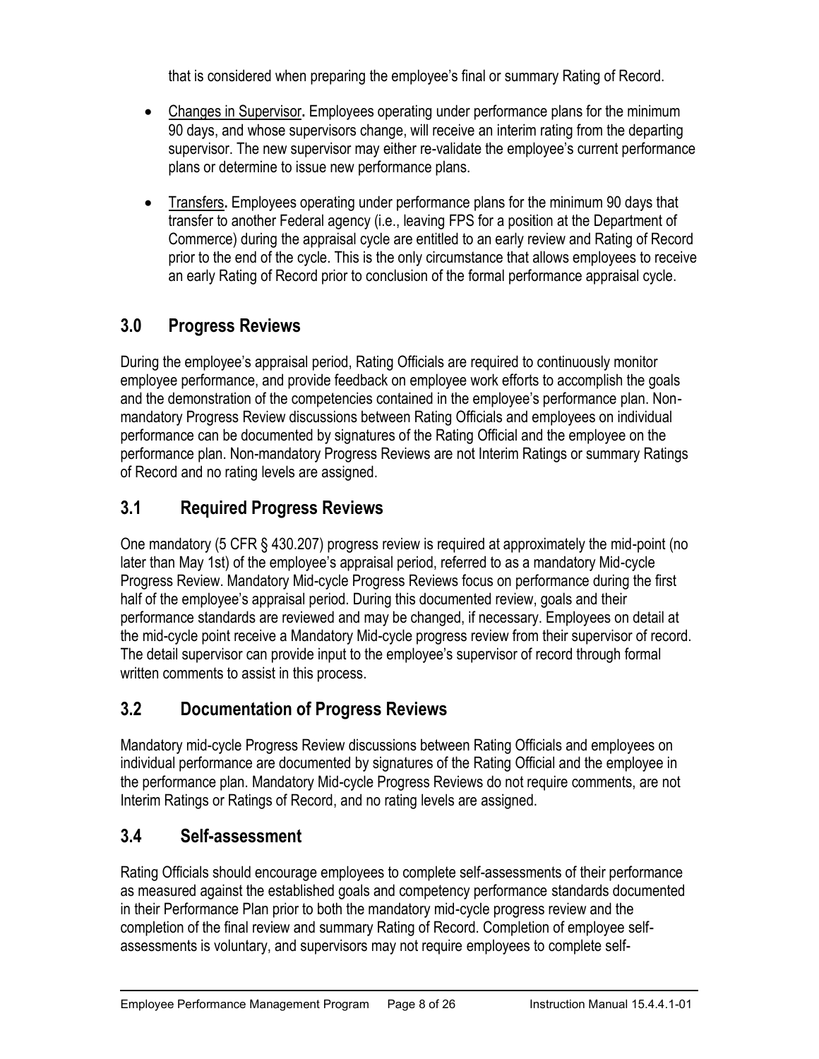that is considered when preparing the employee's final or summary Rating of Record.

- Changes in Supervisor**.** Employees operating under performance plans for the minimum 90 days, and whose supervisors change, will receive an interim rating from the departing supervisor. The new supervisor may either re-validate the employee's current performance plans or determine to issue new performance plans.

- Transfers**.** Employees operating under performance plans for the minimum 90 days that transfer to another Federal agency (i.e., leaving FPS for a position at the Department of Commerce) during the appraisal cycle are entitled to an early review and Rating of Record prior to the end of the cycle. This is the only circumstance that allows employees to receive an early Rating of Record prior to conclusion of the formal performance appraisal cycle.

## 3.0 Progress Reviews

During the employee's appraisal period, Rating Officials are required to continuously monitor employee performance, and provide feedback on employee work efforts to accomplish the goals and the demonstration of the competencies contained in the employee's performance plan. Non-mandatory Progress Review discussions between Rating Officials and employees on individual performance can be documented by signatures of the Rating Official and the employee on the performance plan. Non-mandatory Progress Reviews are not Interim Ratings or summary Ratings of Record and no rating levels are assigned.

## 3.1 Required Progress Reviews

One mandatory (5 CFR § 430.207) progress review is required at approximately the mid-point (no later than May 1st) of the employee's appraisal period, referred to as a mandatory Mid-cycle Progress Review. Mandatory Mid-cycle Progress Reviews focus on performance during the first half of the employee's appraisal period. During this documented review, goals and their performance standards are reviewed and may be changed, if necessary. Employees on detail at the mid-cycle point receive a Mandatory Mid-cycle progress review from their supervisor of record. The detail supervisor can provide input to the employee's supervisor of record through formal written comments to assist in this process.

## 3.2 Documentation of Progress Reviews

Mandatory mid-cycle Progress Review discussions between Rating Officials and employees on individual performance are documented by signatures of the Rating Official and the employee in the performance plan. Mandatory Mid-cycle Progress Reviews do not require comments, are not Interim Ratings or Ratings of Record, and no rating levels are assigned.

## 3.4 Self-assessment

Rating Officials should encourage employees to complete self-assessments of their performance as measured against the established goals and competency performance standards documented in their Performance Plan prior to both the mandatory mid-cycle progress review and the completion of the final review and summary Rating of Record. Completion of employee self-assessments is voluntary, and supervisors may not require employees to complete self-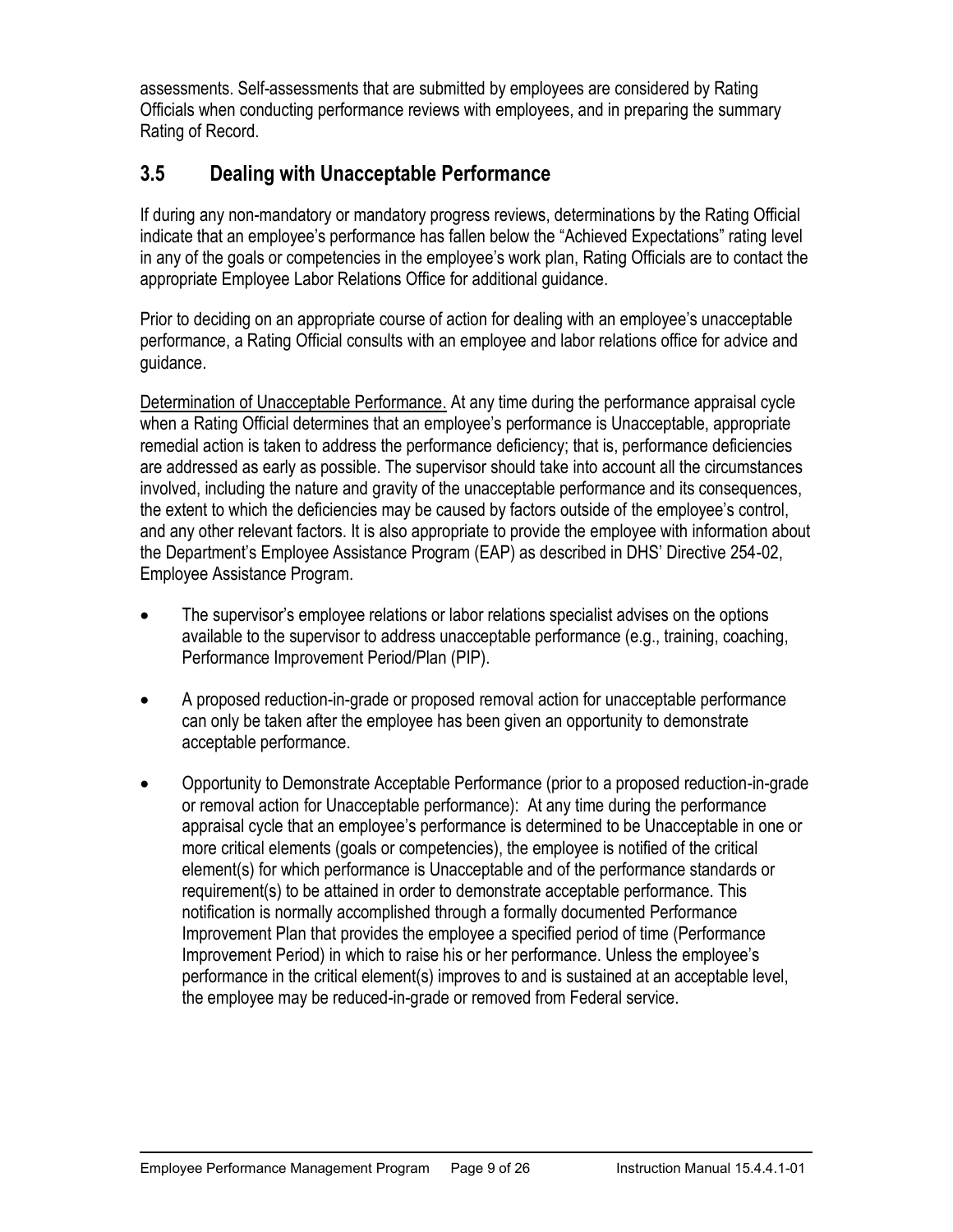assessments. Self-assessments that are submitted by employees are considered by Rating Officials when conducting performance reviews with employees, and in preparing the summary Rating of Record.

## 3.5 Dealing with Unacceptable Performance

If during any non-mandatory or mandatory progress reviews, determinations by the Rating Official indicate that an employee's performance has fallen below the "Achieved Expectations" rating level in any of the goals or competencies in the employee's work plan, Rating Officials are to contact the appropriate Employee Labor Relations Office for additional guidance.

Prior to deciding on an appropriate course of action for dealing with an employee's unacceptable performance, a Rating Official consults with an employee and labor relations office for advice and guidance.

Determination of Unacceptable Performance. At any time during the performance appraisal cycle when a Rating Official determines that an employee's performance is Unacceptable, appropriate remedial action is taken to address the performance deficiency; that is, performance deficiencies are addressed as early as possible. The supervisor should take into account all the circumstances involved, including the nature and gravity of the unacceptable performance and its consequences, the extent to which the deficiencies may be caused by factors outside of the employee's control, and any other relevant factors. It is also appropriate to provide the employee with information about the Department's Employee Assistance Program (EAP) as described in DHS' Directive 254-02, Employee Assistance Program.

- The supervisor's employee relations or labor relations specialist advises on the options available to the supervisor to address unacceptable performance (e.g., training, coaching, Performance Improvement Period/Plan (PIP).
- A proposed reduction-in-grade or proposed removal action for unacceptable performance can only be taken after the employee has been given an opportunity to demonstrate acceptable performance.
- Opportunity to Demonstrate Acceptable Performance (prior to a proposed reduction-in-grade or removal action for Unacceptable performance): At any time during the performance appraisal cycle that an employee's performance is determined to be Unacceptable in one or more critical elements (goals or competencies), the employee is notified of the critical element(s) for which performance is Unacceptable and of the performance standards or requirement(s) to be attained in order to demonstrate acceptable performance. This notification is normally accomplished through a formally documented Performance Improvement Plan that provides the employee a specified period of time (Performance Improvement Period) in which to raise his or her performance. Unless the employee's performance in the critical element(s) improves to and is sustained at an acceptable level, the employee may be reduced-in-grade or removed from Federal service.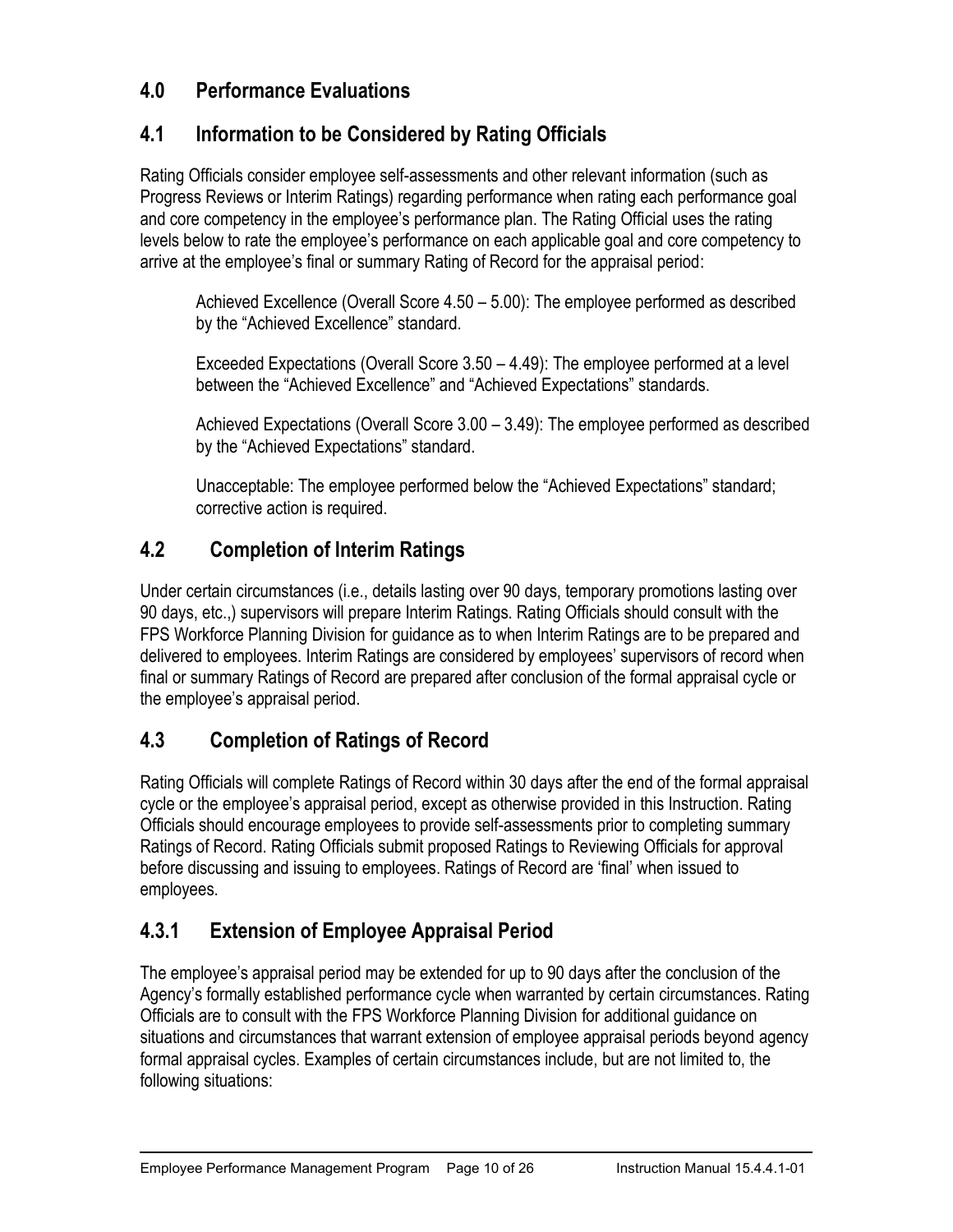## 4.0 Performance Evaluations

## 4.1 Information to be Considered by Rating Officials

Rating Officials consider employee self-assessments and other relevant information (such as Progress Reviews or Interim Ratings) regarding performance when rating each performance goal and core competency in the employee's performance plan. The Rating Official uses the rating levels below to rate the employee's performance on each applicable goal and core competency to arrive at the employee's final or summary Rating of Record for the appraisal period:

Achieved Excellence (Overall Score 4.50 – 5.00): The employee performed as described by the "Achieved Excellence" standard.

Exceeded Expectations (Overall Score 3.50 – 4.49): The employee performed at a level between the "Achieved Excellence" and "Achieved Expectations" standards.

Achieved Expectations (Overall Score 3.00 – 3.49): The employee performed as described by the "Achieved Expectations" standard.

Unacceptable: The employee performed below the "Achieved Expectations" standard; corrective action is required.

## 4.2 Completion of Interim Ratings

Under certain circumstances (i.e., details lasting over 90 days, temporary promotions lasting over 90 days, etc.,) supervisors will prepare Interim Ratings. Rating Officials should consult with the FPS Workforce Planning Division for guidance as to when Interim Ratings are to be prepared and delivered to employees. Interim Ratings are considered by employees' supervisors of record when final or summary Ratings of Record are prepared after conclusion of the formal appraisal cycle or the employee's appraisal period.

## 4.3 Completion of Ratings of Record

Rating Officials will complete Ratings of Record within 30 days after the end of the formal appraisal cycle or the employee's appraisal period, except as otherwise provided in this Instruction. Rating Officials should encourage employees to provide self-assessments prior to completing summary Ratings of Record. Rating Officials submit proposed Ratings to Reviewing Officials for approval before discussing and issuing to employees. Ratings of Record are 'final' when issued to employees.

### 4.3.1 Extension of Employee Appraisal Period

The employee's appraisal period may be extended for up to 90 days after the conclusion of the Agency's formally established performance cycle when warranted by certain circumstances. Rating Officials are to consult with the FPS Workforce Planning Division for additional guidance on situations and circumstances that warrant extension of employee appraisal periods beyond agency formal appraisal cycles. Examples of certain circumstances include, but are not limited to, the following situations: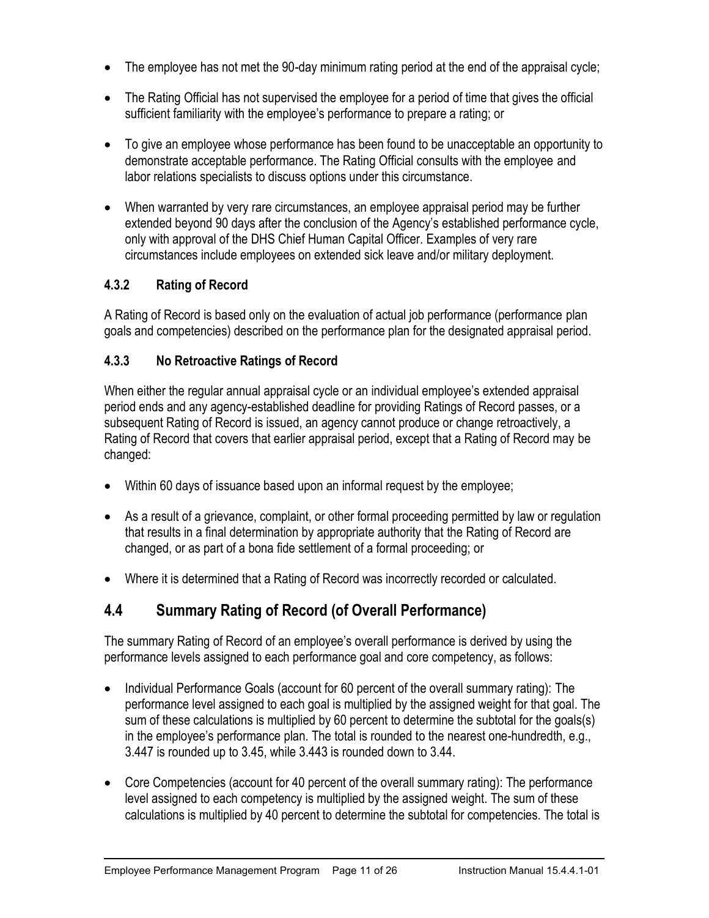- The employee has not met the 90-day minimum rating period at the end of the appraisal cycle;
- The Rating Official has not supervised the employee for a period of time that gives the official sufficient familiarity with the employee's performance to prepare a rating; or
- To give an employee whose performance has been found to be unacceptable an opportunity to demonstrate acceptable performance. The Rating Official consults with the employee and labor relations specialists to discuss options under this circumstance.
- When warranted by very rare circumstances, an employee appraisal period may be further extended beyond 90 days after the conclusion of the Agency's established performance cycle, only with approval of the DHS Chief Human Capital Officer. Examples of very rare circumstances include employees on extended sick leave and/or military deployment.

### 4.3.2 Rating of Record

A Rating of Record is based only on the evaluation of actual job performance (performance plan goals and competencies) described on the performance plan for the designated appraisal period.

### 4.3.3 No Retroactive Ratings of Record

When either the regular annual appraisal cycle or an individual employee's extended appraisal period ends and any agency-established deadline for providing Ratings of Record passes, or a subsequent Rating of Record is issued, an agency cannot produce or change retroactively, a Rating of Record that covers that earlier appraisal period, except that a Rating of Record may be changed:

- Within 60 days of issuance based upon an informal request by the employee;
- As a result of a grievance, complaint, or other formal proceeding permitted by law or regulation that results in a final determination by appropriate authority that the Rating of Record are changed, or as part of a bona fide settlement of a formal proceeding; or
- Where it is determined that a Rating of Record was incorrectly recorded or calculated.

## 4.4 Summary Rating of Record (of Overall Performance)

The summary Rating of Record of an employee's overall performance is derived by using the performance levels assigned to each performance goal and core competency, as follows:

- Individual Performance Goals (account for 60 percent of the overall summary rating): The performance level assigned to each goal is multiplied by the assigned weight for that goal. The sum of these calculations is multiplied by 60 percent to determine the subtotal for the goals(s) in the employee's performance plan. The total is rounded to the nearest one-hundredth, e.g., 3.447 is rounded up to 3.45, while 3.443 is rounded down to 3.44.
- Core Competencies (account for 40 percent of the overall summary rating): The performance level assigned to each competency is multiplied by the assigned weight. The sum of these calculations is multiplied by 40 percent to determine the subtotal for competencies. The total is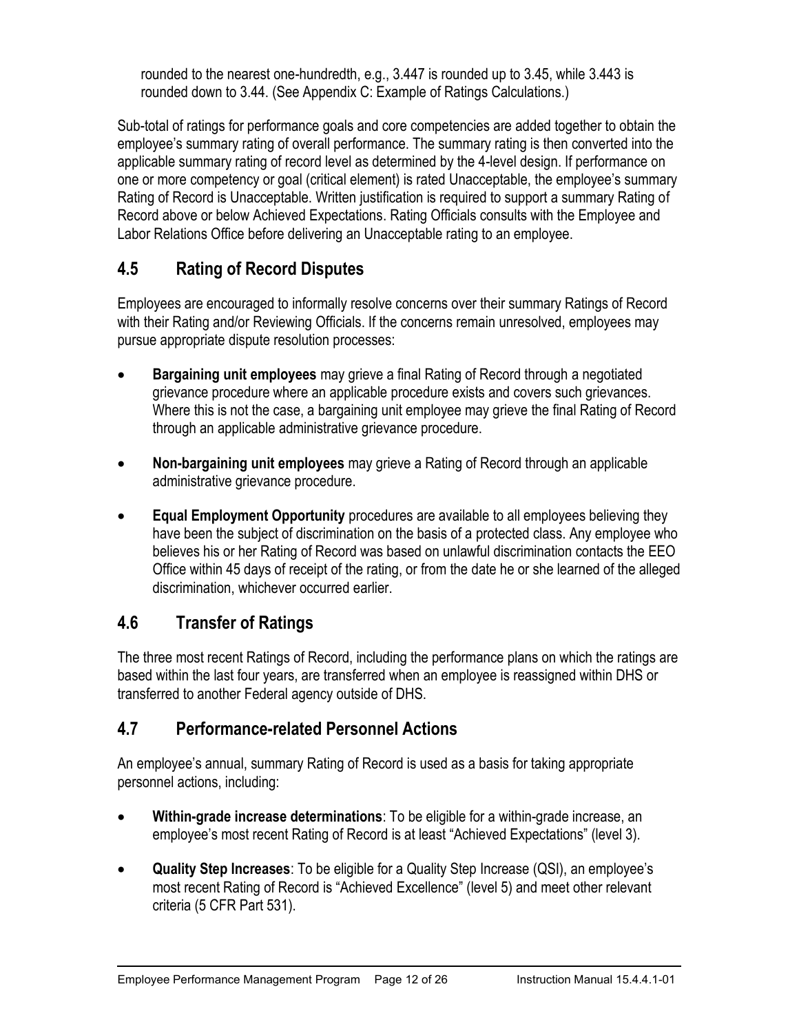rounded to the nearest one-hundredth, e.g., 3.447 is rounded up to 3.45, while 3.443 is rounded down to 3.44. (See Appendix C: Example of Ratings Calculations.)

Sub-total of ratings for performance goals and core competencies are added together to obtain the employee's summary rating of overall performance. The summary rating is then converted into the applicable summary rating of record level as determined by the 4-level design. If performance on one or more competency or goal (critical element) is rated Unacceptable, the employee's summary Rating of Record is Unacceptable. Written justification is required to support a summary Rating of Record above or below Achieved Expectations. Rating Officials consults with the Employee and Labor Relations Office before delivering an Unacceptable rating to an employee.

## 4.5 Rating of Record Disputes

Employees are encouraged to informally resolve concerns over their summary Ratings of Record with their Rating and/or Reviewing Officials. If the concerns remain unresolved, employees may pursue appropriate dispute resolution processes:

- **Bargaining unit employees** may grieve a final Rating of Record through a negotiated grievance procedure where an applicable procedure exists and covers such grievances. Where this is not the case, a bargaining unit employee may grieve the final Rating of Record through an applicable administrative grievance procedure.

- **Non-bargaining unit employees** may grieve a Rating of Record through an applicable administrative grievance procedure.

- **Equal Employment Opportunity** procedures are available to all employees believing they have been the subject of discrimination on the basis of a protected class. Any employee who believes his or her Rating of Record was based on unlawful discrimination contacts the EEO Office within 45 days of receipt of the rating, or from the date he or she learned of the alleged discrimination, whichever occurred earlier.

## 4.6 Transfer of Ratings

The three most recent Ratings of Record, including the performance plans on which the ratings are based within the last four years, are transferred when an employee is reassigned within DHS or transferred to another Federal agency outside of DHS.

## 4.7 Performance-related Personnel Actions

An employee's annual, summary Rating of Record is used as a basis for taking appropriate personnel actions, including:

- **Within-grade increase determinations**: To be eligible for a within-grade increase, an employee's most recent Rating of Record is at least "Achieved Expectations" (level 3).

- **Quality Step Increases**: To be eligible for a Quality Step Increase (QSI), an employee's most recent Rating of Record is "Achieved Excellence" (level 5) and meet other relevant criteria (5 CFR Part 531).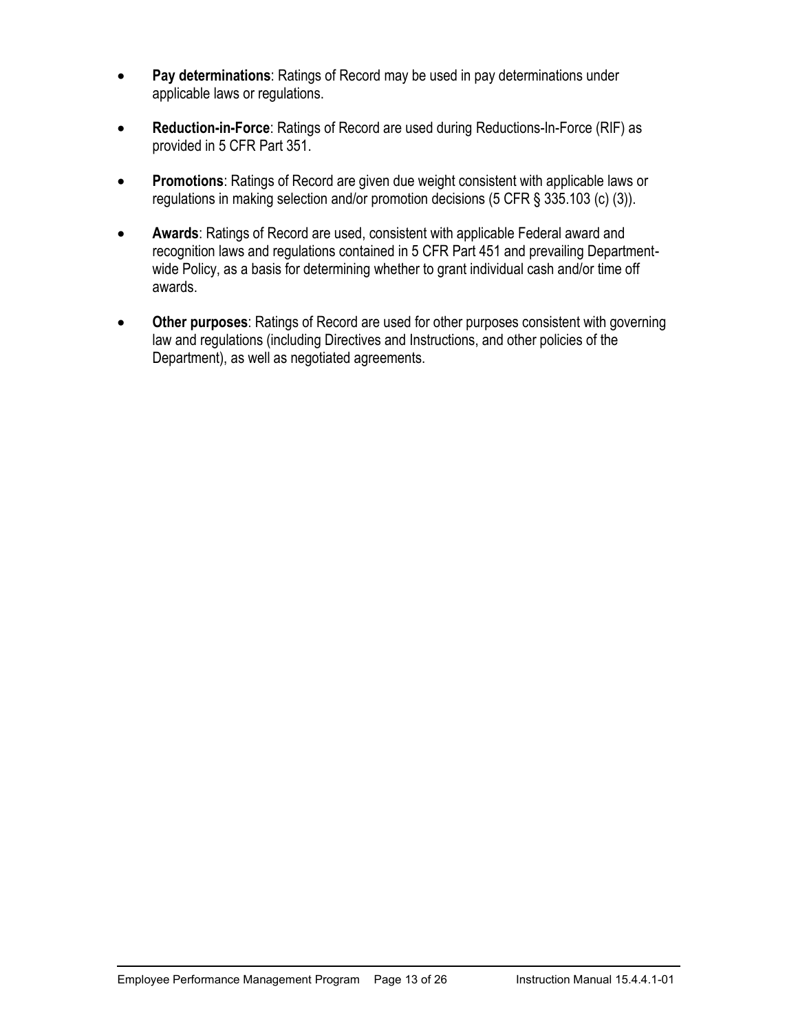- **Pay determinations**: Ratings of Record may be used in pay determinations under applicable laws or regulations.
- **Reduction-in-Force**: Ratings of Record are used during Reductions-In-Force (RIF) as provided in 5 CFR Part 351.
- **Promotions**: Ratings of Record are given due weight consistent with applicable laws or regulations in making selection and/or promotion decisions (5 CFR § 335.103 (c) (3)).
- **Awards**: Ratings of Record are used, consistent with applicable Federal award and recognition laws and regulations contained in 5 CFR Part 451 and prevailing Department-wide Policy, as a basis for determining whether to grant individual cash and/or time off awards.
- **Other purposes**: Ratings of Record are used for other purposes consistent with governing law and regulations (including Directives and Instructions, and other policies of the Department), as well as negotiated agreements.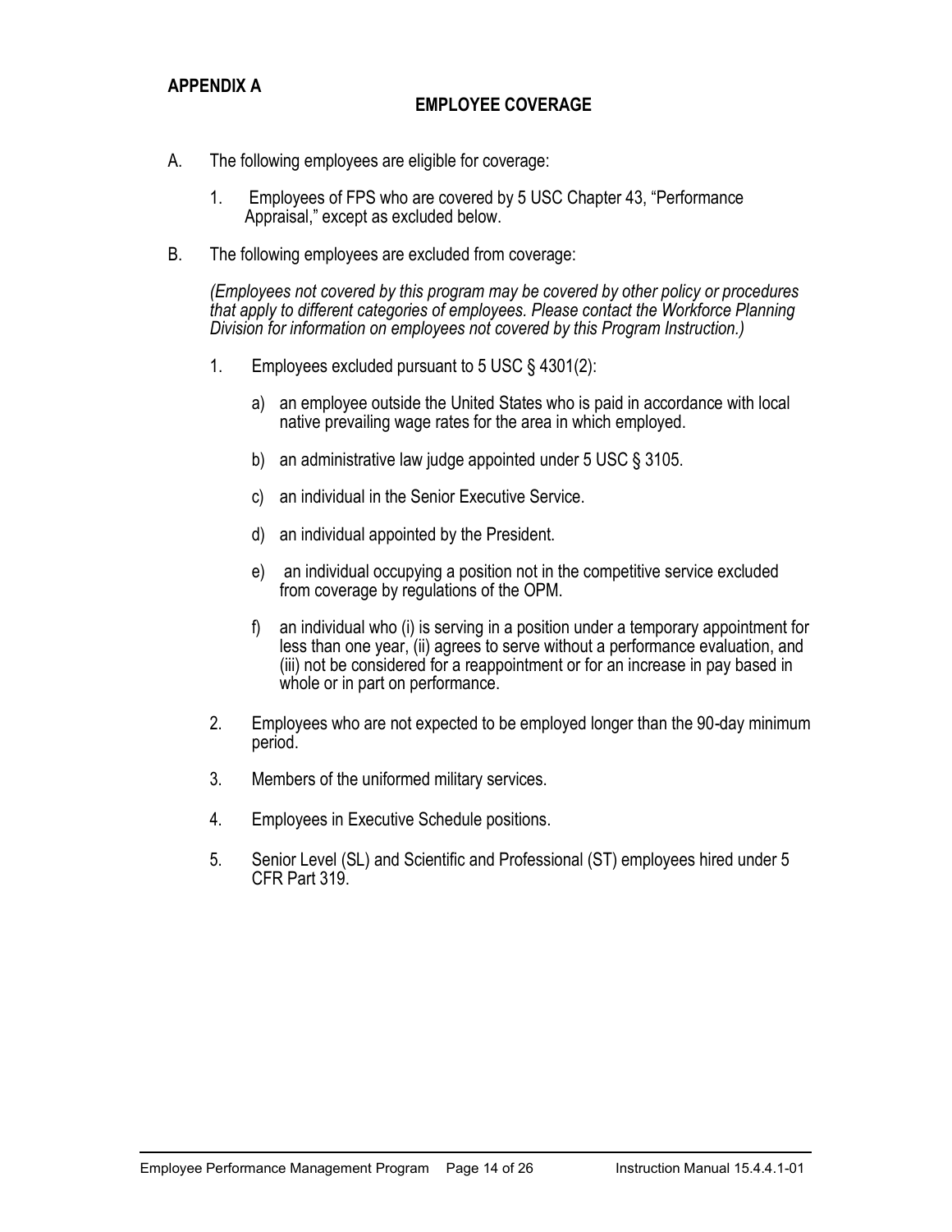## APPENDIX A

### EMPLOYEE COVERAGE

A. The following employees are eligible for coverage:

   1. Employees of FPS who are covered by 5 USC Chapter 43, "Performance Appraisal," except as excluded below.

B. The following employees are excluded from coverage:

   *(Employees not covered by this program may be covered by other policy or procedures that apply to different categories of employees. Please contact the Workforce Planning Division for information on employees not covered by this Program Instruction.)*

   1. Employees excluded pursuant to 5 USC § 4301(2):

      a) an employee outside the United States who is paid in accordance with local native prevailing wage rates for the area in which employed.

      b) an administrative law judge appointed under 5 USC § 3105.

      c) an individual in the Senior Executive Service.

      d) an individual appointed by the President.

      e) an individual occupying a position not in the competitive service excluded from coverage by regulations of the OPM.

      f) an individual who (i) is serving in a position under a temporary appointment for less than one year, (ii) agrees to serve without a performance evaluation, and (iii) not be considered for a reappointment or for an increase in pay based in whole or in part on performance.

   2. Employees who are not expected to be employed longer than the 90-day minimum period.

   3. Members of the uniformed military services.

   4. Employees in Executive Schedule positions.

   5. Senior Level (SL) and Scientific and Professional (ST) employees hired under 5 CFR Part 319.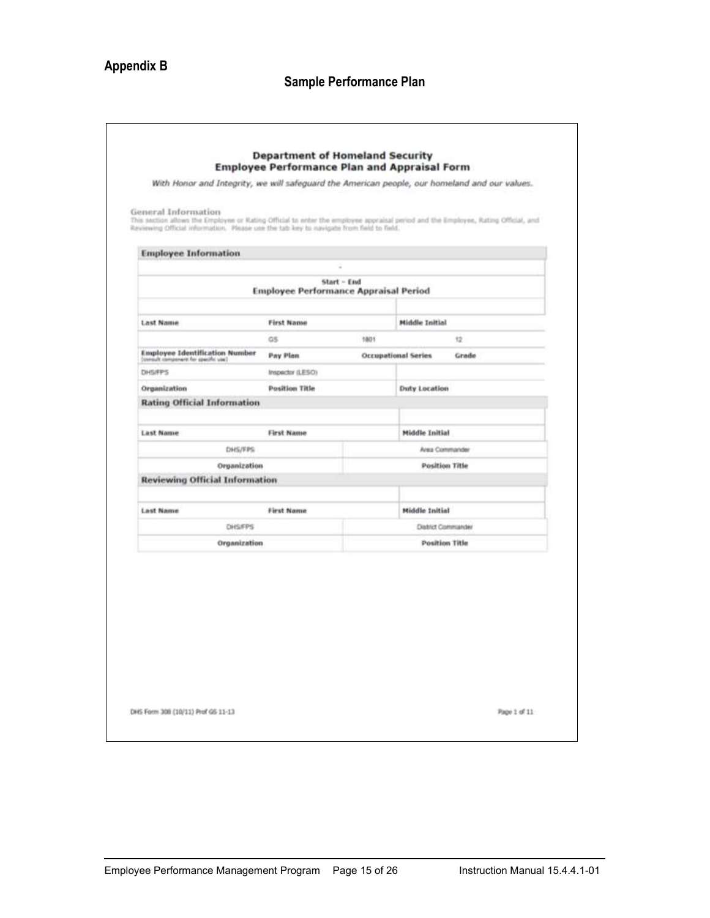## Appendix B

### Sample Performance Plan

**Department of Homeland Security**
**Employee Performance Plan and Appraisal Form**

*With Honor and Integrity, we will safeguard the American people, our homeland and our values.*

General Information
This section allows the Employee or Rating Official to enter the employee appraisal period and the Employee, Rating Official, and Reviewing Official information. Please use the tab key to navigate from field to field.

**Employee Information**

| | | | |
|---|---|---|---|
| | - | | |
| **Start – End** **Employee Performance Appraisal Period** | | | |
| | | | |
| **Last Name** | **First Name** | | **Middle Initial** |
| | GS | 1801 | 12 |
| **Employee Identification Number** (consult component for specific use) | **Pay Plan** | **Occupational Series** | **Grade** |
| DHS/FPS | Inspector (LESO) | | |
| **Organization** | **Position Title** | | **Duty Location** |

**Rating Official Information**

| | | |
|---|---|---|
| | | |
| **Last Name** | **First Name** | **Middle Initial** |
| DHS/FPS | Area Commander | |
| **Organization** | **Position Title** | |

**Reviewing Official Information**

| | | |
|---|---|---|
| | | |
| **Last Name** | **First Name** | **Middle Initial** |
| DHS/FPS | District Commander | |
| **Organization** | **Position Title** | |

DHS Form 308 (10/11) Prof GS 11-13

Page 1 of 11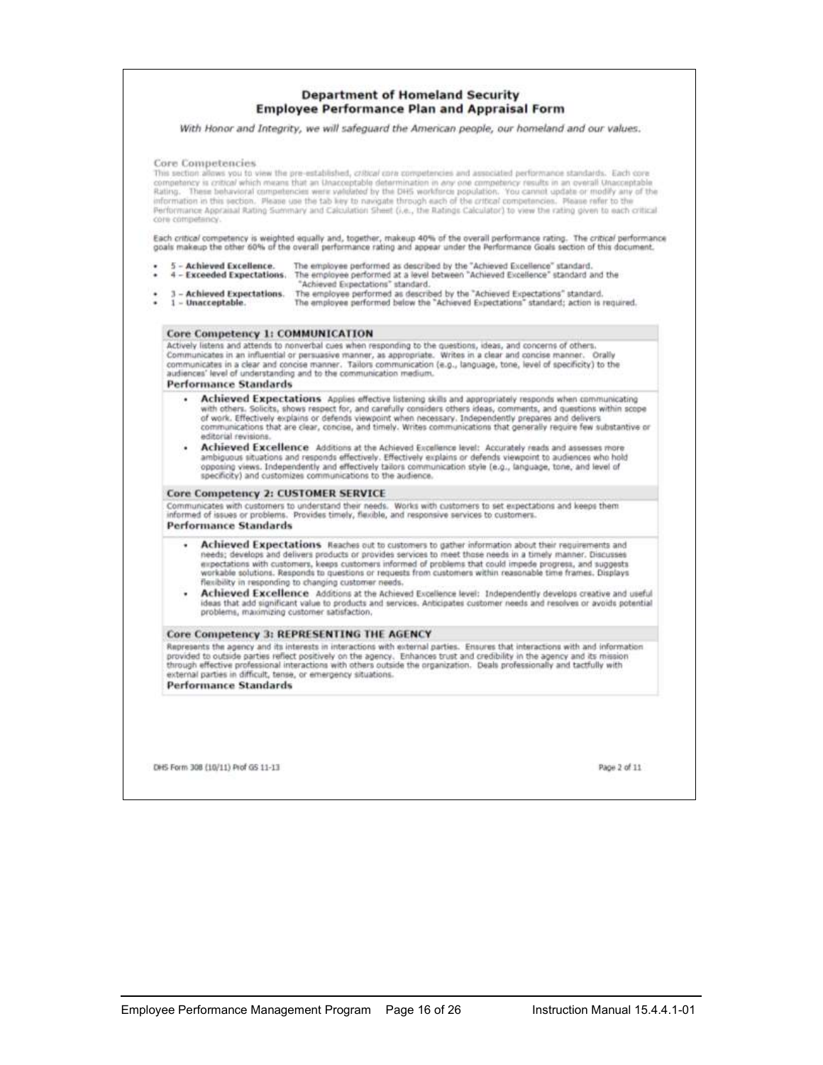## Department of Homeland Security
## Employee Performance Plan and Appraisal Form

*With Honor and Integrity, we will safeguard the American people, our homeland and our values.*

### Core Competencies

This section allows you to view the pre-established, *critical* core competencies and associated performance standards. Each core competency is *critical* which means that an Unacceptable determination in *any one* competency results in an overall Unacceptable Rating. These behavioral competencies were *validated* by the DHS workforce population. You cannot update or modify any of the information in this section. Please use the tab key to navigate through each of the critical competencies. Please refer to the Performance Appraisal Rating Summary and Calculation Sheet (i.e., the Ratings Calculator) to view the rating given to each critical core competency.

Each *critical* competency is weighted equally and, together, makeup 40% of the overall performance rating. The *critical* performance goals makeup the other 60% of the overall performance rating and appear under the Performance Goals section of this document.

- **5 – Achieved Excellence.** The employee performed as described by the "Achieved Excellence" standard.
- **4 – Exceeded Expectations.** The employee performed at a level between "Achieved Excellence" standard and the "Achieved Expectations" standard.
- **3 – Achieved Expectations.** The employee performed as described by the "Achieved Expectations" standard.
- **1 – Unacceptable.** The employee performed below the "Achieved Expectations" standard; action is required.

### Core Competency 1: COMMUNICATION

Actively listens and attends to nonverbal cues when responding to the questions, ideas, and concerns of others. Communicates in an influential or persuasive manner, as appropriate. Writes in a clear and concise manner. Orally communicates in a clear and concise manner. Tailors communication (e.g., language, tone, level of specificity) to the audiences' level of understanding and to the communication medium.

**Performance Standards**

- **Achieved Expectations** Applies effective listening skills and appropriately responds when communicating with others. Solicits, shows respect for, and carefully considers others ideas, comments, and questions within scope of work. Effectively explains or defends viewpoint when necessary. Independently prepares and delivers communications that are clear, concise, and timely. Writes communications that generally require few substantive or editorial revisions.
- **Achieved Excellence** Additions at the Achieved Excellence level: Accurately reads and assesses more ambiguous situations and responds effectively. Effectively explains or defends viewpoint to audiences who hold opposing views. Independently and effectively tailors communication style (e.g., language, tone, and level of specificity) and customizes communications to the audience.

### Core Competency 2: CUSTOMER SERVICE

Communicates with customers to understand their needs. Works with customers to set expectations and keeps them informed of issues or problems. Provides timely, flexible, and responsive services to customers.

**Performance Standards**

- **Achieved Expectations** Reaches out to customers to gather information about their requirements and needs; develops and delivers products or provides services to meet those needs in a timely manner. Discusses expectations with customers, keeps customers informed of problems that could impede progress, and suggests workable solutions. Responds to questions or requests from customers within reasonable time frames. Displays flexibility in responding to changing customer needs.
- **Achieved Excellence** Additions at the Achieved Excellence level: Independently develops creative and useful ideas that add significant value to products and services. Anticipates customer needs and resolves or avoids potential problems, maximizing customer satisfaction.

### Core Competency 3: REPRESENTING THE AGENCY

Represents the agency and its interests in interactions with external parties. Ensures that interactions with and information provided to outside parties reflect positively on the agency. Enhances trust and credibility in the agency and its mission through effective professional interactions with others outside the organization. Deals professionally and tactfully with external parties in difficult, tense, or emergency situations.

**Performance Standards**

DHS Form 308 (10/11) Prof GS 11-13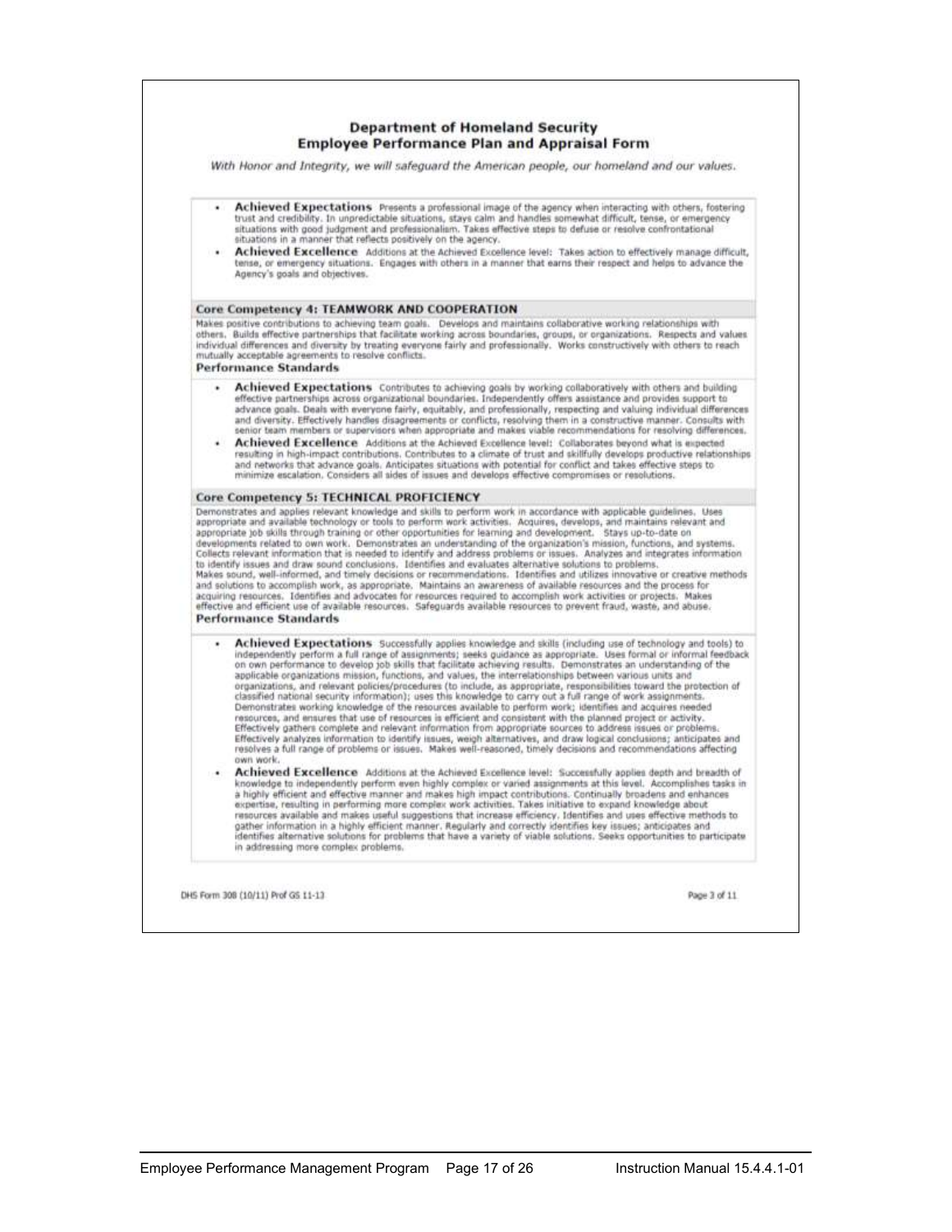## Department of Homeland Security
## Employee Performance Plan and Appraisal Form

*With Honor and Integrity, we will safeguard the American people, our homeland and our values.*

- **Achieved Expectations** Presents a professional image of the agency when interacting with others, fostering trust and credibility. In unpredictable situations, stays calm and handles somewhat difficult, tense, or emergency situations with good judgment and professionalism. Takes effective steps to defuse or resolve confrontational situations in a manner that reflects positively on the agency.
- **Achieved Excellence** Additions at the Achieved Excellence level: Takes action to effectively manage difficult, tense, or emergency situations. Engages with others in a manner that earns their respect and helps to advance the Agency's goals and objectives.

### Core Competency 4: TEAMWORK AND COOPERATION

Makes positive contributions to achieving team goals. Develops and maintains collaborative working relationships with others. Builds effective partnerships that facilitate working across boundaries, groups, or organizations. Respects and values individual differences and diversity by treating everyone fairly and professionally. Works constructively with others to reach mutually acceptable agreements to resolve conflicts.

**Performance Standards**

- **Achieved Expectations** Contributes to achieving goals by working collaboratively with others and building effective partnerships across organizational boundaries. Independently offers assistance and provides support to advance goals. Deals with everyone fairly, equitably, and professionally, respecting and valuing individual differences and diversity. Effectively handles disagreements or conflicts, resolving them in a constructive manner. Consults with senior team members or supervisors when appropriate and makes viable recommendations for resolving differences.
- **Achieved Excellence** Additions at the Achieved Excellence level: Collaborates beyond what is expected resulting in high-impact contributions. Contributes to a climate of trust and skillfully develops productive relationships and networks that advance goals. Anticipates situations with potential for conflict and takes effective steps to minimize escalation. Considers all sides of issues and develops effective compromises or resolutions.

### Core Competency 5: TECHNICAL PROFICIENCY

Demonstrates and applies relevant knowledge and skills to perform work in accordance with applicable guidelines. Uses appropriate and available technology or tools to perform work activities. Acquires, develops, and maintains relevant and appropriate job skills through training or other opportunities for learning and development. Stays up-to-date on developments related to own work. Demonstrates an understanding of the organization's mission, functions, and systems. Collects relevant information that is needed to identify and address problems or issues. Analyzes and integrates information to identify issues and draw sound conclusions. Identifies and evaluates alternative solutions to problems. Makes sound, well-informed, and timely decisions or recommendations. Identifies and utilizes innovative or creative methods and solutions to accomplish work, as appropriate. Maintains an awareness of available resources and the process for acquiring resources. Identifies and advocates for resources required to accomplish work activities or projects. Makes effective and efficient use of available resources. Safeguards available resources to prevent fraud, waste, and abuse.

**Performance Standards**

- **Achieved Expectations** Successfully applies knowledge and skills (including use of technology and tools) to independently perform a full range of assignments; seeks guidance as appropriate. Uses formal or informal feedback on own performance to develop job skills that facilitate achieving results. Demonstrates an understanding of the applicable organizations mission, functions, and values, the interrelationships between various units and organizations, and relevant policies/procedures (to include, as appropriate, responsibilities toward the protection of classified national security information); uses this knowledge to carry out a full range of work assignments. Demonstrates working knowledge of the resources available to perform work; identifies and acquires needed resources, and ensures that use of resources is efficient and consistent with the planned project or activity. Effectively gathers complete and relevant information from appropriate sources to address issues or problems. Effectively analyzes information to identify issues, weigh alternatives, and draw logical conclusions; anticipates and resolves a full range of problems or issues. Makes well-reasoned, timely decisions and recommendations affecting own work.
- **Achieved Excellence** Additions at the Achieved Excellence level: Successfully applies depth and breadth of knowledge to independently perform even highly complex or varied assignments at this level. Accomplishes tasks in a highly efficient and effective manner and makes high impact contributions. Continually broadens and enhances expertise, resulting in performing more complex work activities. Takes initiative to expand knowledge about resources available and makes useful suggestions that increase efficiency. Identifies and uses effective methods to gather information in a highly efficient manner. Regularly and correctly identifies key issues; anticipates and identifies alternative solutions for problems that have a variety of viable solutions. Seeks opportunities to participate in addressing more complex problems.

DHS Form 308 (10/11) Prof GS 11-13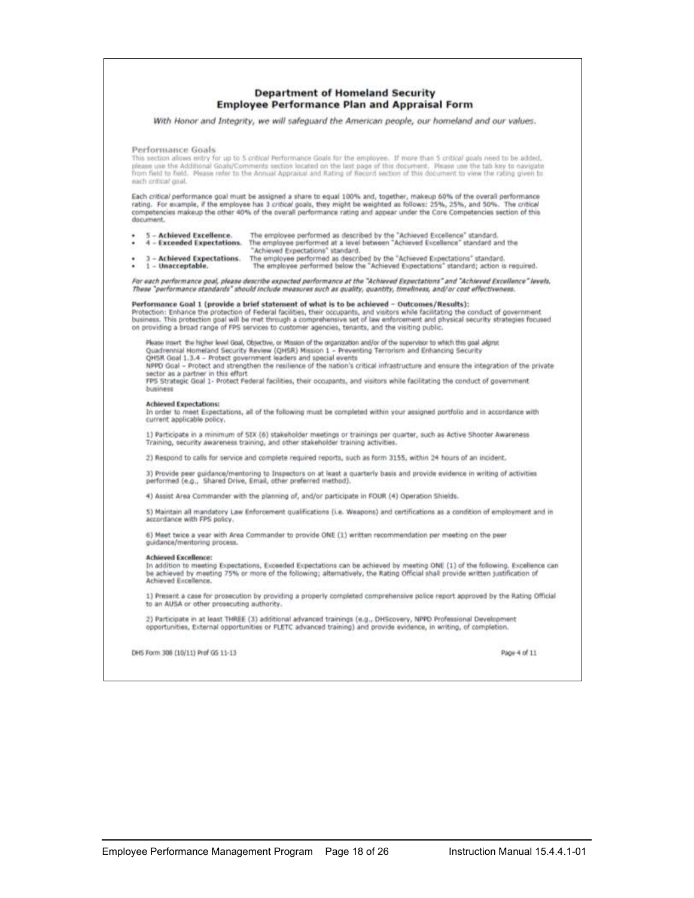## Department of Homeland Security
## Employee Performance Plan and Appraisal Form

*With Honor and Integrity, we will safeguard the American people, our homeland and our values.*

### Performance Goals

This section allows entry for up to 5 *critical* Performance Goals for the employee. If more than 5 *critical* goals need to be added, please use the Additional Goals/Comments section located on the last page of this document. Please use the tab key to navigate from field to field. Please refer to the Annual Appraisal and Rating of Record section of this document to view the rating given to each *critical* goal.

Each *critical* performance goal must be assigned a share to equal 100% and, together, makeup 60% of the overall performance rating. For example, if the employee has 3 *critical* goals, they might be weighted as follows: 25%, 25%, and 50%. The *critical* competencies makeup the other 40% of the overall performance rating and appear under the Core Competencies section of this document.

- **5 – Achieved Excellence.** The employee performed as described by the "Achieved Excellence" standard.
- **4 – Exceeded Expectations.** The employee performed at a level between "Achieved Excellence" standard and the "Achieved Expectations" standard.
- **3 – Achieved Expectations.** The employee performed as described by the "Achieved Expectations" standard.
- **1 – Unacceptable.** The employee performed below the "Achieved Expectations" standard; action is required.

***For each performance goal, please describe expected performance at the "Achieved Expectations" and "Achieved Excellence" levels. These "performance standards" should include measures such as quality, quantity, timeliness, and/or cost effectiveness.***

**Performance Goal 1 (provide a brief statement of what is to be achieved – Outcomes/Results):**
Protection: Enhance the protection of Federal facilities, their occupants, and visitors while facilitating the conduct of government business. This protection goal will be met through a comprehensive set of law enforcement and physical security strategies focused on providing a broad range of FPS services to customer agencies, tenants, and the visiting public.

Please insert the higher level Goal, Objective, or Mission of the organization and/or of the supervisor to which this goal aligns:
Quadrennial Homeland Security Review (QHSR) Mission 1 – Preventing Terrorism and Enhancing Security
QHSR Goal 1.3.4 – Protect government leaders and special events
NPPD Goal – Protect and strengthen the resilience of the nation's critical infrastructure and ensure the integration of the private sector as a partner in this effort
FPS Strategic Goal 1- Protect Federal facilities, their occupants, and visitors while facilitating the conduct of government business

**Achieved Expectations:**
In order to meet Expectations, all of the following must be completed within your assigned portfolio and in accordance with current applicable policy.

1) Participate in a minimum of SIX (6) stakeholder meetings or trainings per quarter, such as Active Shooter Awareness Training, security awareness training, and other stakeholder training activities.

2) Respond to calls for service and complete required reports, such as form 3155, within 24 hours of an incident.

3) Provide peer guidance/mentoring to Inspectors on at least a quarterly basis and provide evidence in writing of activities performed (e.g., Shared Drive, Email, other preferred method).

4) Assist Area Commander with the planning of, and/or participate in FOUR (4) Operation Shields.

5) Maintain all mandatory Law Enforcement qualifications (i.e. Weapons) and certifications as a condition of employment and in accordance with FPS policy.

6) Meet twice a year with Area Commander to provide ONE (1) written recommendation per meeting on the peer guidance/mentoring process.

**Achieved Excellence:**
In addition to meeting Expectations, Exceeded Expectations can be achieved by meeting ONE (1) of the following. Excellence can be achieved by meeting 75% or more of the following; alternatively, the Rating Official shall provide written justification of Achieved Excellence.

1) Present a case for prosecution by providing a properly completed comprehensive police report approved by the Rating Official to an AUSA or other prosecuting authority.

2) Participate in at least THREE (3) additional advanced trainings (e.g., DHScovery, NPPD Professional Development opportunities, External opportunities or FLETC advanced training) and provide evidence, in writing, of completion.

DHS Form 308 (10/11) Prof GS 11-13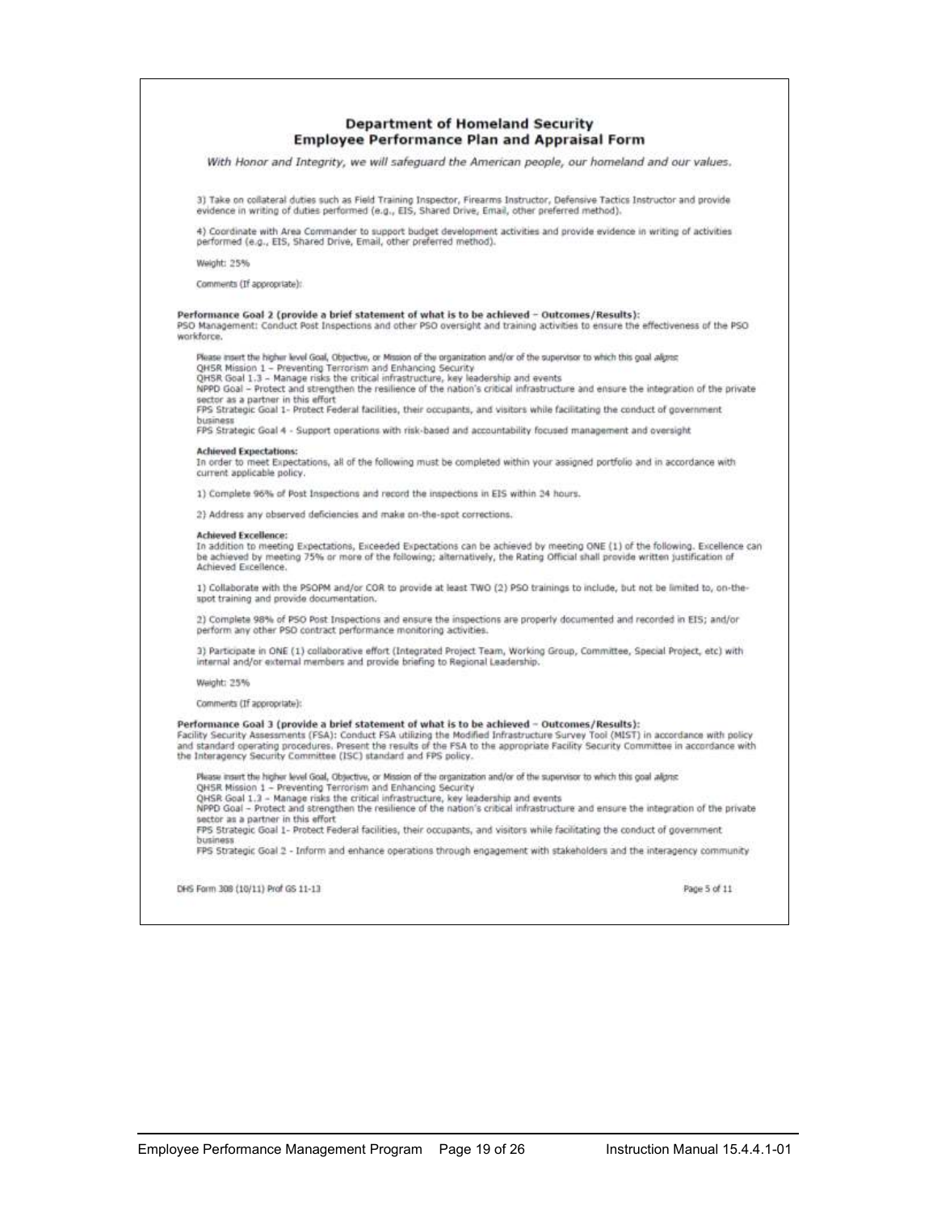## Department of Homeland Security
## Employee Performance Plan and Appraisal Form

*With Honor and Integrity, we will safeguard the American people, our homeland and our values.*

3) Take on collateral duties such as Field Training Inspector, Firearms Instructor, Defensive Tactics Instructor and provide evidence in writing of duties performed (e.g., EIS, Shared Drive, Email, other preferred method).

4) Coordinate with Area Commander to support budget development activities and provide evidence in writing of activities performed (e.g., EIS, Shared Drive, Email, other preferred method).

Weight: 25%

Comments (If appropriate):

**Performance Goal 2 (provide a brief statement of what is to be achieved – Outcomes/Results):**
PSO Management: Conduct Post Inspections and other PSO oversight and training activities to ensure the effectiveness of the PSO workforce.

Please insert the higher level Goal, Objective, or Mission of the organization and/or of the supervisor to which this goal aligns:
QHSR Mission 1 – Preventing Terrorism and Enhancing Security
QHSR Goal 1.3 – Manage risks the critical infrastructure, key leadership and events
NPPD Goal – Protect and strengthen the resilience of the nation's critical infrastructure and ensure the integration of the private sector as a partner in this effort
FPS Strategic Goal 1- Protect Federal facilities, their occupants, and visitors while facilitating the conduct of government business
FPS Strategic Goal 4 - Support operations with risk-based and accountability focused management and oversight

**Achieved Expectations:**
In order to meet Expectations, all of the following must be completed within your assigned portfolio and in accordance with current applicable policy.

1) Complete 96% of Post Inspections and record the inspections in EIS within 24 hours.

2) Address any observed deficiencies and make on-the-spot corrections.

**Achieved Excellence:**
In addition to meeting Expectations, Exceeded Expectations can be achieved by meeting ONE (1) of the following. Excellence can be achieved by meeting 75% or more of the following; alternatively, the Rating Official shall provide written justification of Achieved Excellence.

1) Collaborate with the PSOPM and/or COR to provide at least TWO (2) PSO trainings to include, but not be limited to, on-the-spot training and provide documentation.

2) Complete 98% of PSO Post Inspections and ensure the inspections are properly documented and recorded in EIS; and/or perform any other PSO contract performance monitoring activities.

3) Participate in ONE (1) collaborative effort (Integrated Project Team, Working Group, Committee, Special Project, etc) with internal and/or external members and provide briefing to Regional Leadership.

Weight: 25%

Comments (If appropriate):

**Performance Goal 3 (provide a brief statement of what is to be achieved – Outcomes/Results):**
Facility Security Assessments (FSA): Conduct FSA utilizing the Modified Infrastructure Survey Tool (MIST) in accordance with policy and standard operating procedures. Present the results of the FSA to the appropriate Facility Security Committee in accordance with the Interagency Security Committee (ISC) standard and FPS policy.

Please insert the higher level Goal, Objective, or Mission of the organization and/or of the supervisor to which this goal aligns:
QHSR Mission 1 – Preventing Terrorism and Enhancing Security
QHSR Goal 1.3 – Manage risks the critical infrastructure, key leadership and events
NPPD Goal – Protect and strengthen the resilience of the nation's critical infrastructure and ensure the integration of the private sector as a partner in this effort
FPS Strategic Goal 1- Protect Federal facilities, their occupants, and visitors while facilitating the conduct of government business
FPS Strategic Goal 2 - Inform and enhance operations through engagement with stakeholders and the interagency community

DHS Form 308 (10/11) Prof GS 11-13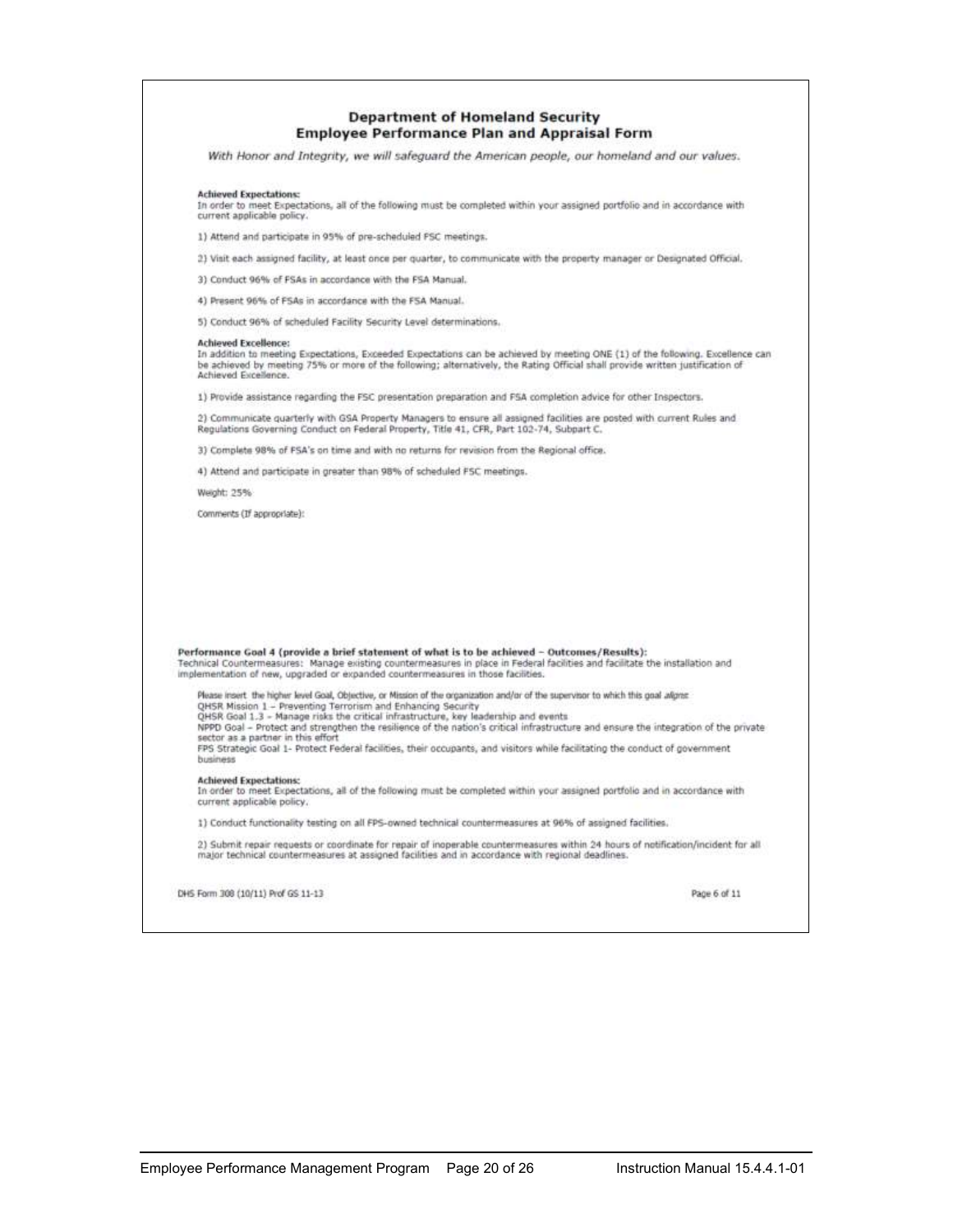## Department of Homeland Security
## Employee Performance Plan and Appraisal Form

*With Honor and Integrity, we will safeguard the American people, our homeland and our values.*

**Achieved Expectations:**
In order to meet Expectations, all of the following must be completed within your assigned portfolio and in accordance with current applicable policy.

1) Attend and participate in 95% of pre-scheduled FSC meetings.

2) Visit each assigned facility, at least once per quarter, to communicate with the property manager or Designated Official.

3) Conduct 96% of FSAs in accordance with the FSA Manual.

4) Present 96% of FSAs in accordance with the FSA Manual.

5) Conduct 96% of scheduled Facility Security Level determinations.

**Achieved Excellence:**
In addition to meeting Expectations, Exceeded Expectations can be achieved by meeting ONE (1) of the following. Excellence can be achieved by meeting 75% or more of the following; alternatively, the Rating Official shall provide written justification of Achieved Excellence.

1) Provide assistance regarding the FSC presentation preparation and FSA completion advice for other Inspectors.

2) Communicate quarterly with GSA Property Managers to ensure all assigned facilities are posted with current Rules and Regulations Governing Conduct on Federal Property, Title 41, CFR, Part 102-74, Subpart C.

3) Complete 98% of FSA's on time and with no returns for revision from the Regional office.

4) Attend and participate in greater than 98% of scheduled FSC meetings.

Weight: 25%

Comments (If appropriate):

**Performance Goal 4 (provide a brief statement of what is to be achieved – Outcomes/Results):**
Technical Countermeasures: Manage existing countermeasures in place in Federal facilities and facilitate the installation and implementation of new, upgraded or expanded countermeasures in those facilities.

Please insert the higher level Goal, Objective, or Mission of the organization and/or of the supervisor to which this goal aligns:
QHSR Mission 1 – Preventing Terrorism and Enhancing Security
QHSR Goal 1.3 – Manage risks the critical infrastructure, key leadership and events
NPPD Goal – Protect and strengthen the resilience of the nation's critical infrastructure and ensure the integration of the private sector as a partner in this effort
FPS Strategic Goal 1- Protect Federal facilities, their occupants, and visitors while facilitating the conduct of government business

**Achieved Expectations:**
In order to meet Expectations, all of the following must be completed within your assigned portfolio and in accordance with current applicable policy.

1) Conduct functionality testing on all FPS-owned technical countermeasures at 96% of assigned facilities.

2) Submit repair requests or coordinate for repair of inoperable countermeasures within 24 hours of notification/incident for all major technical countermeasures at assigned facilities and in accordance with regional deadlines.

DHS Form 300 (10/11) Prof GS 11-13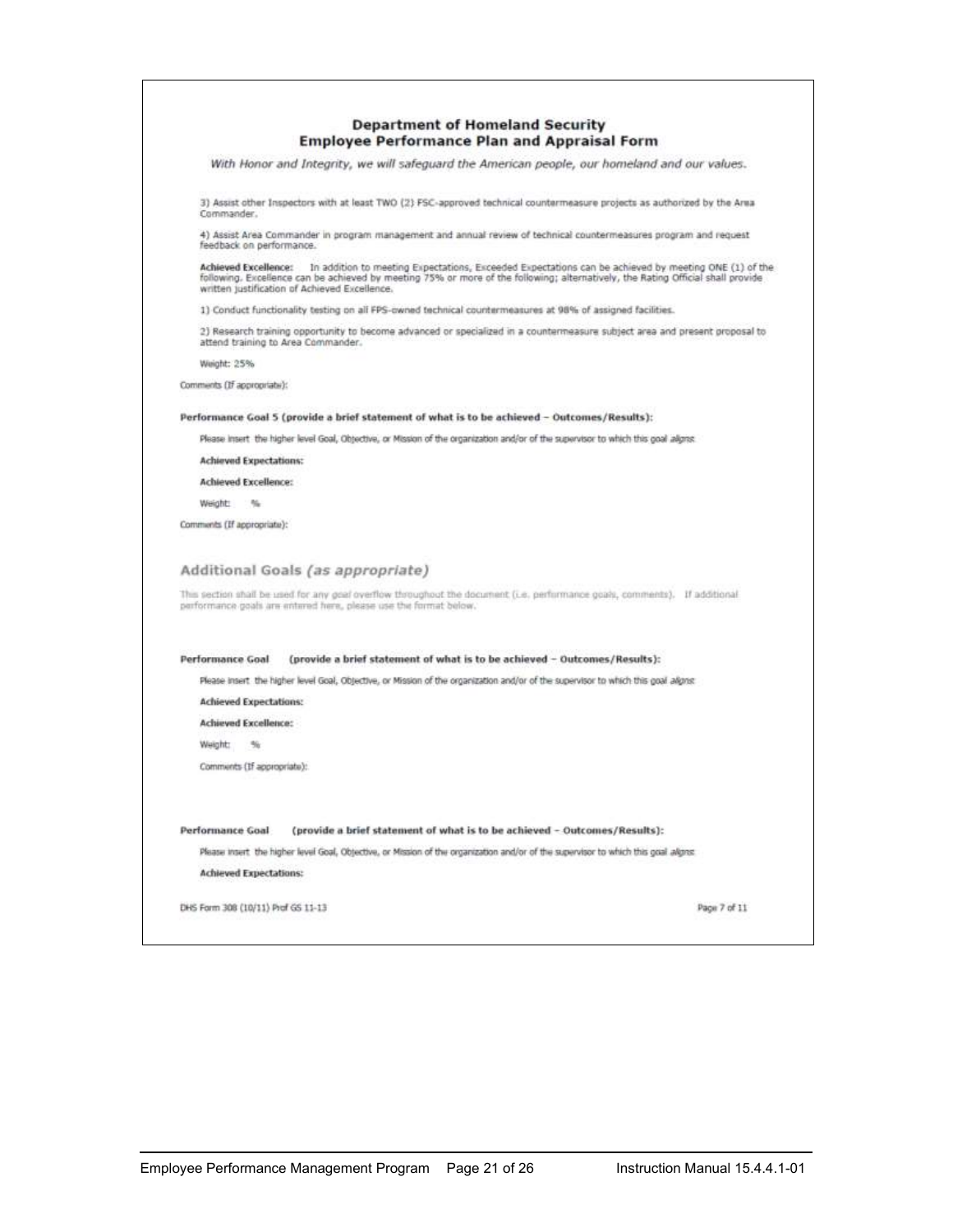**Department of Homeland Security**
**Employee Performance Plan and Appraisal Form**

*With Honor and Integrity, we will safeguard the American people, our homeland and our values.*

3) Assist other Inspectors with at least TWO (2) FSC-approved technical countermeasure projects as authorized by the Area Commander.

4) Assist Area Commander in program management and annual review of technical countermeasures program and request feedback on performance.

**Achieved Excellence:** In addition to meeting Expectations, Exceeded Expectations can be achieved by meeting ONE (1) of the following. Excellence can be achieved by meeting 75% or more of the following; alternatively, the Rating Official shall provide written justification of Achieved Excellence.

1) Conduct functionality testing on all FPS-owned technical countermeasures at 98% of assigned facilities.

2) Research training opportunity to become advanced or specialized in a countermeasure subject area and present proposal to attend training to Area Commander.

Weight: 25%

Comments (If appropriate):

**Performance Goal 5 (provide a brief statement of what is to be achieved – Outcomes/Results):**

Please insert the higher level Goal, Objective, or Mission of the organization and/or of the supervisor to which this goal aligns:

**Achieved Expectations:**

**Achieved Excellence:**

Weight: %

Comments (If appropriate):

## Additional Goals *(as appropriate)*

This section shall be used for any goal overflow throughout the document (i.e. performance goals, comments). If additional performance goals are entered here, please use the format below.

**Performance Goal (provide a brief statement of what is to be achieved – Outcomes/Results):**

Please insert the higher level Goal, Objective, or Mission of the organization and/or of the supervisor to which this goal aligns:

**Achieved Expectations:**

**Achieved Excellence:**

Weight: %

Comments (If appropriate):

**Performance Goal (provide a brief statement of what is to be achieved – Outcomes/Results):**

Please insert the higher level Goal, Objective, or Mission of the organization and/or of the supervisor to which this goal aligns:

**Achieved Expectations:**

DHS Form 308 (10/11) Prof GS 11-13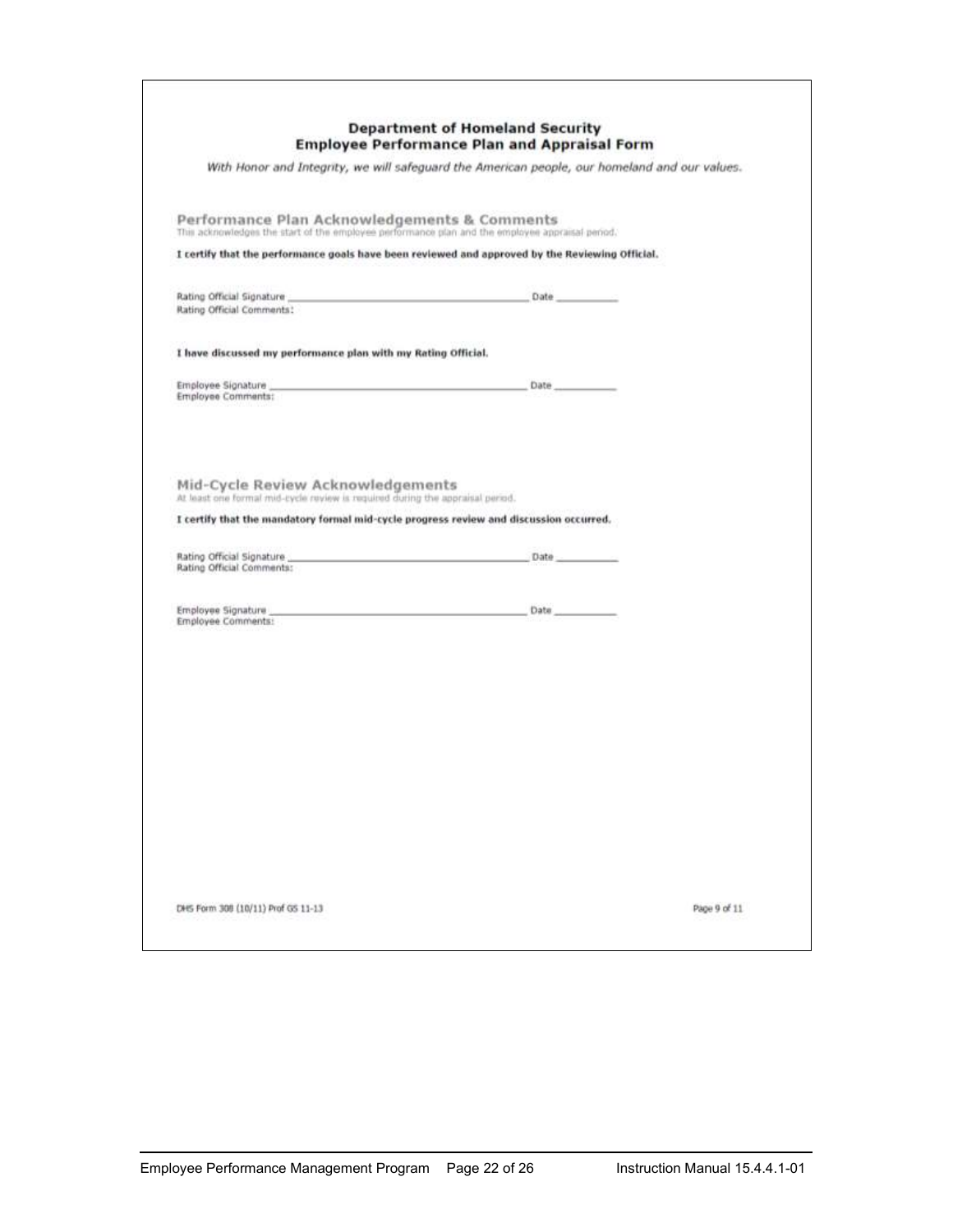# Department of Homeland Security
## Employee Performance Plan and Appraisal Form

*With Honor and Integrity, we will safeguard the American people, our homeland and our values.*

### Performance Plan Acknowledgements & Comments

This acknowledges the start of the employee performance plan and the employee appraisal period.

**I certify that the performance goals have been reviewed and approved by the Reviewing Official.**

Rating Official Signature ______________________________________ Date __________

Rating Official Comments:

**I have discussed my performance plan with my Rating Official.**

Employee Signature ______________________________________ Date __________

Employee Comments:

### Mid-Cycle Review Acknowledgements

At least one formal mid-cycle review is required during the appraisal period.

**I certify that the mandatory formal mid-cycle progress review and discussion occurred.**

Rating Official Signature ______________________________________ Date __________

Rating Official Comments:

Employee Signature ______________________________________ Date __________

Employee Comments:

DHS Form 308 (10/11) Prof GS 11-13

Page 9 of 11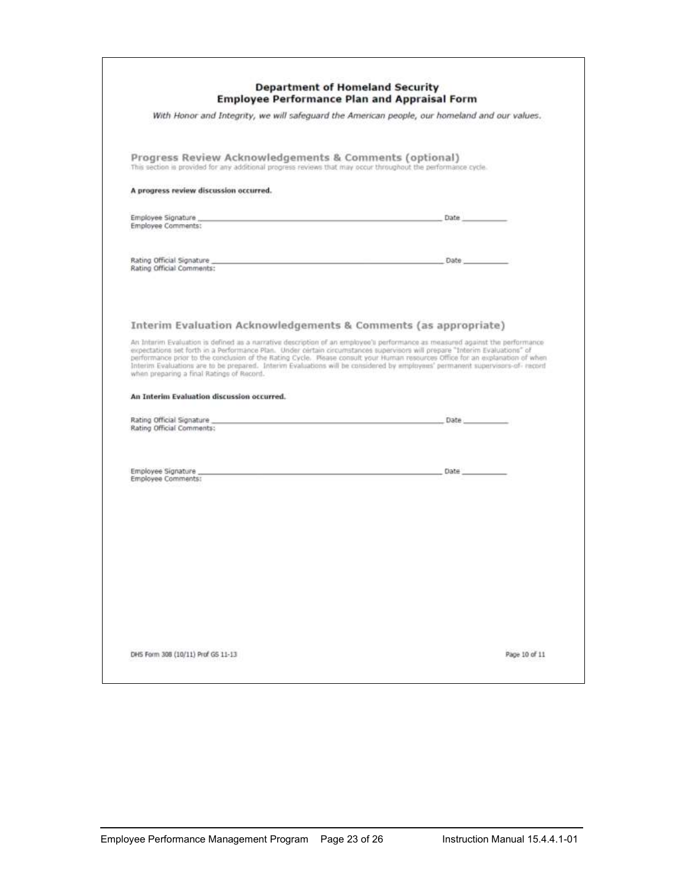**Department of Homeland Security**
**Employee Performance Plan and Appraisal Form**

*With Honor and Integrity, we will safeguard the American people, our homeland and our values.*

## Progress Review Acknowledgements & Comments (optional)

This section is provided for any additional progress reviews that may occur throughout the performance cycle.

**A progress review discussion occurred.**

Employee Signature ______________________________ Date __________
Employee Comments:

Rating Official Signature ______________________________ Date __________
Rating Official Comments:

## Interim Evaluation Acknowledgements & Comments (as appropriate)

An Interim Evaluation is defined as a narrative description of an employee's performance as measured against the performance expectations set forth in a Performance Plan. Under certain circumstances supervisors will prepare "Interim Evaluations" of performance prior to the conclusion of the Rating Cycle. Please consult your Human resources Office for an explanation of when Interim Evaluations are to be prepared. Interim Evaluations will be considered by employees' permanent supervisors-of- record when preparing a final Ratings of Record.

**An Interim Evaluation discussion occurred.**

Rating Official Signature ______________________________ Date __________
Rating Official Comments:

Employee Signature ______________________________ Date __________
Employee Comments:

DHS Form 308 (10/11) Prof GS 11-13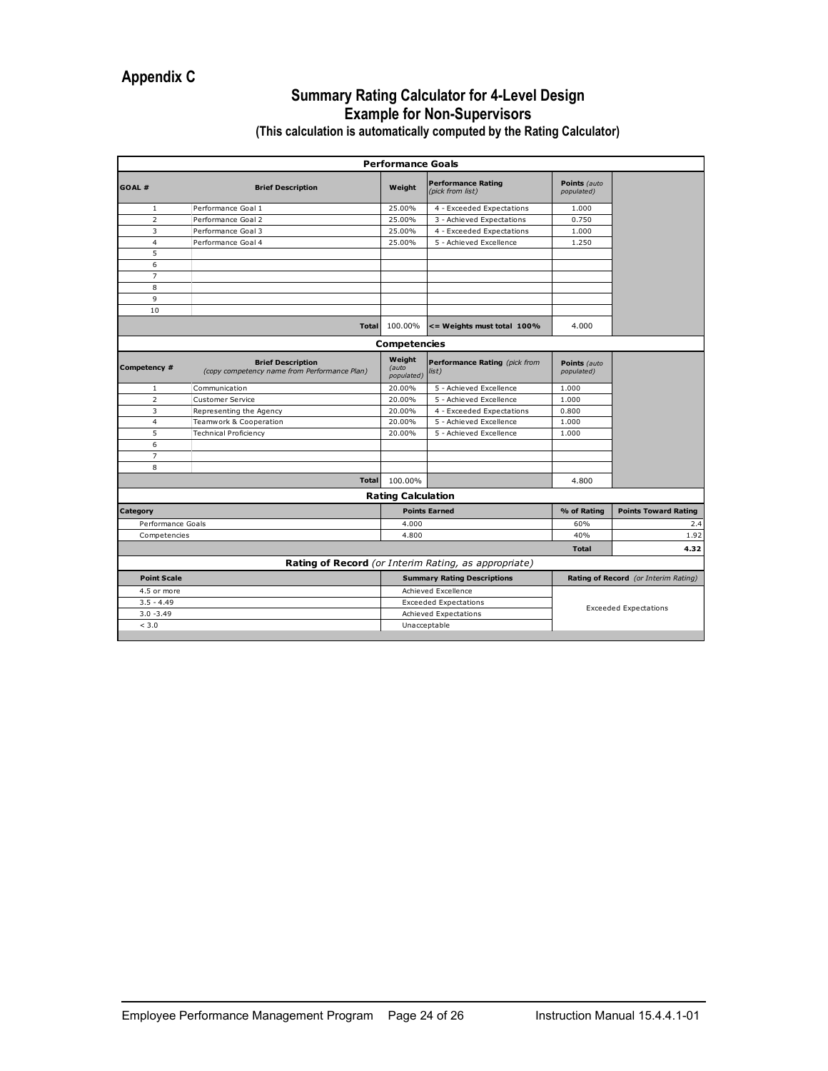## Appendix C

### Summary Rating Calculator for 4-Level Design
### Example for Non-Supervisors
#### (This calculation is automatically computed by the Rating Calculator)

**Performance Goals**

| GOAL # | Brief Description | Weight | Performance Rating *(pick from list)* | Points *(auto populated)* |
|---|---|---|---|---|
| 1 | Performance Goal 1 | 25.00% | 4 - Exceeded Expectations | 1.000 |
| 2 | Performance Goal 2 | 25.00% | 3 - Achieved Expectations | 0.750 |
| 3 | Performance Goal 3 | 25.00% | 4 - Exceeded Expectations | 1.000 |
| 4 | Performance Goal 4 | 25.00% | 5 - Achieved Excellence | 1.250 |
| 5 | | | | |
| 6 | | | | |
| 7 | | | | |
| 8 | | | | |
| 9 | | | | |
| 10 | | | | |
| | **Total** | 100.00% | **<= Weights must total 100%** | 4.000 |

**Competencies**

| Competency # | Brief Description *(copy competency name from Performance Plan)* | Weight *(auto populated)* | Performance Rating *(pick from list)* | Points *(auto populated)* |
|---|---|---|---|---|
| 1 | Communication | 20.00% | 5 - Achieved Excellence | 1.000 |
| 2 | Customer Service | 20.00% | 5 - Achieved Excellence | 1.000 |
| 3 | Representing the Agency | 20.00% | 4 - Exceeded Expectations | 0.800 |
| 4 | Teamwork & Cooperation | 20.00% | 5 - Achieved Excellence | 1.000 |
| 5 | Technical Proficiency | 20.00% | 5 - Achieved Excellence | 1.000 |
| 6 | | | | |
| 7 | | | | |
| 8 | | | | |
| | **Total** | 100.00% | | 4.800 |

**Rating Calculation**

| Category | Points Earned | % of Rating | Points Toward Rating |
|---|---|---|---|
| Performance Goals | 4.000 | 60% | 2.4 |
| Competencies | 4.800 | 40% | 1.92 |
| | | **Total** | **4.32** |

**Rating of Record** *(or Interim Rating, as appropriate)*

| Point Scale | Summary Rating Descriptions | Rating of Record *(or Interim Rating)* |
|---|---|---|
| 4.5 or more | Achieved Excellence | Exceeded Expectations |
| 3.5 - 4.49 | Exceeded Expectations | |
| 3.0 -3.49 | Achieved Expectations | |
| < 3.0 | Unacceptable | |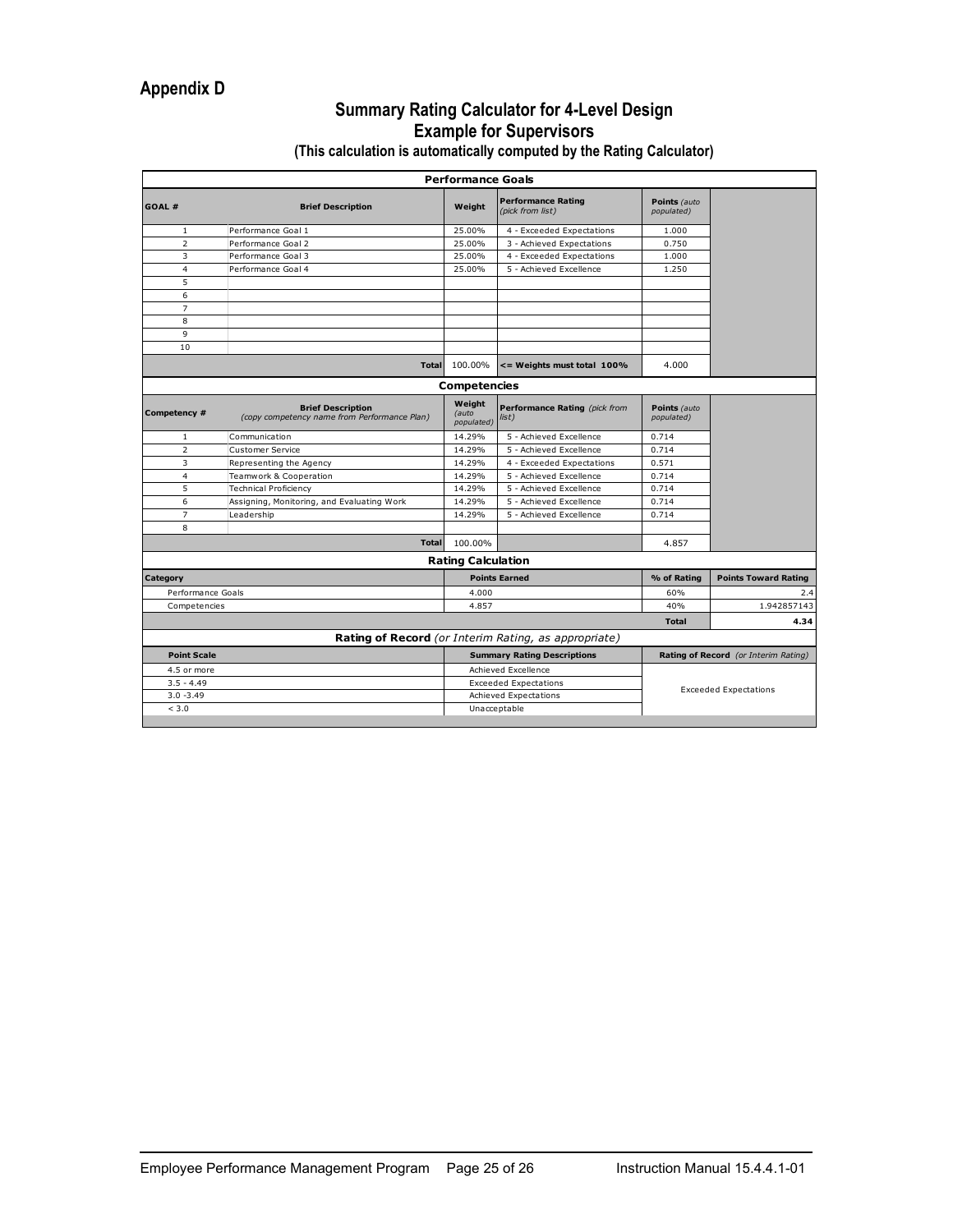# Appendix D

## Summary Rating Calculator for 4-Level Design
## Example for Supervisors
### (This calculation is automatically computed by the Rating Calculator)

| Performance Goals | | | | | |
|---|---|---|---|---|---|
| **GOAL #** | **Brief Description** | **Weight** | **Performance Rating** *(pick from list)* | **Points** *(auto populated)* | |
| 1 | Performance Goal 1 | 25.00% | 4 - Exceeded Expectations | 1.000 | |
| 2 | Performance Goal 2 | 25.00% | 3 - Achieved Expectations | 0.750 | |
| 3 | Performance Goal 3 | 25.00% | 4 - Exceeded Expectations | 1.000 | |
| 4 | Performance Goal 4 | 25.00% | 5 - Achieved Excellence | 1.250 | |
| 5 | | | | | |
| 6 | | | | | |
| 7 | | | | | |
| 8 | | | | | |
| 9 | | | | | |
| 10 | | | | | |
| | **Total** | 100.00% | **<= Weights must total 100%** | 4.000 | |

| Competencies | | | | | |
|---|---|---|---|---|---|
| **Competency #** | **Brief Description** *(copy competency name from Performance Plan)* | **Weight** *(auto populated)* | **Performance Rating** *(pick from list)* | **Points** *(auto populated)* | |
| 1 | Communication | 14.29% | 5 - Achieved Excellence | 0.714 | |
| 2 | Customer Service | 14.29% | 5 - Achieved Excellence | 0.714 | |
| 3 | Representing the Agency | 14.29% | 4 - Exceeded Expectations | 0.571 | |
| 4 | Teamwork & Cooperation | 14.29% | 5 - Achieved Excellence | 0.714 | |
| 5 | Technical Proficiency | 14.29% | 5 - Achieved Excellence | 0.714 | |
| 6 | Assigning, Monitoring, and Evaluating Work | 14.29% | 5 - Achieved Excellence | 0.714 | |
| 7 | Leadership | 14.29% | 5 - Achieved Excellence | 0.714 | |
| 8 | | | | | |
| | **Total** | 100.00% | | 4.857 | |

| Rating Calculation | | | |
|---|---|---|---|
| **Category** | **Points Earned** | **% of Rating** | **Points Toward Rating** |
| Performance Goals | 4.000 | 60% | 2.4 |
| Competencies | 4.857 | 40% | 1.942857143 |
| | | **Total** | **4.34** |

| Rating of Record *(or Interim Rating, as appropriate)* | | |
|---|---|---|
| **Point Scale** | **Summary Rating Descriptions** | **Rating of Record** *(or Interim Rating)* |
| 4.5 or more | Achieved Excellence | Exceeded Expectations |
| 3.5 - 4.49 | Exceeded Expectations | |
| 3.0 -3.49 | Achieved Expectations | |
| < 3.0 | Unacceptable | |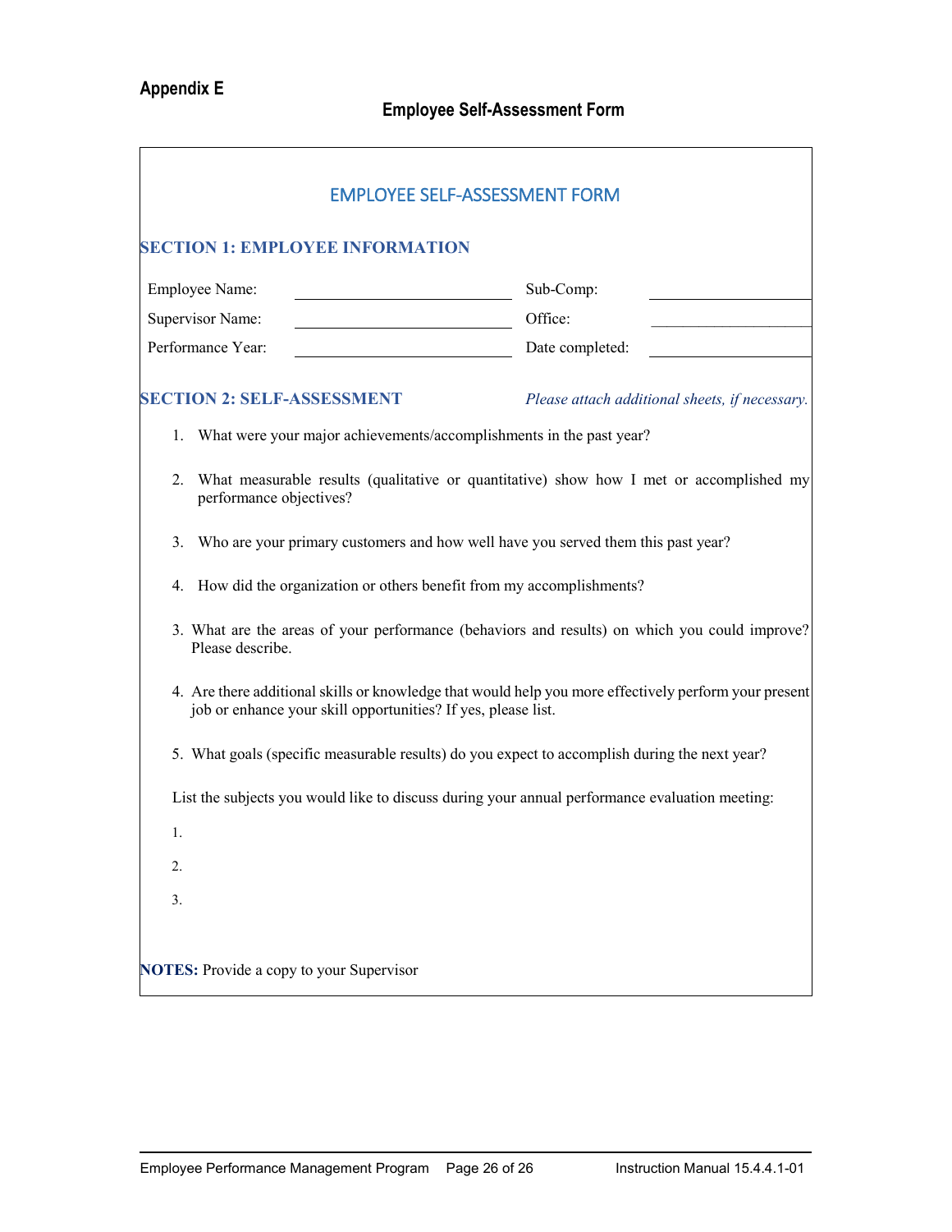## Appendix E

### Employee Self-Assessment Form

# EMPLOYEE SELF-ASSESSMENT FORM

**SECTION 1: EMPLOYEE INFORMATION**

| | | | |
|---|---|---|---|
| Employee Name: | | Sub-Comp: | |
| Supervisor Name: | | Office: | |
| Performance Year: | | Date completed: | |

**SECTION 2: SELF-ASSESSMENT** *Please attach additional sheets, if necessary.*

1. What were your major achievements/accomplishments in the past year?

2. What measurable results (qualitative or quantitative) show how I met or accomplished my performance objectives?

3. Who are your primary customers and how well have you served them this past year?

4. How did the organization or others benefit from my accomplishments?

3. What are the areas of your performance (behaviors and results) on which you could improve? Please describe.

4. Are there additional skills or knowledge that would help you more effectively perform your present job or enhance your skill opportunities? If yes, please list.

5. What goals (specific measurable results) do you expect to accomplish during the next year?

List the subjects you would like to discuss during your annual performance evaluation meeting:

1.

2.

3.

**NOTES:** Provide a copy to your Supervisor